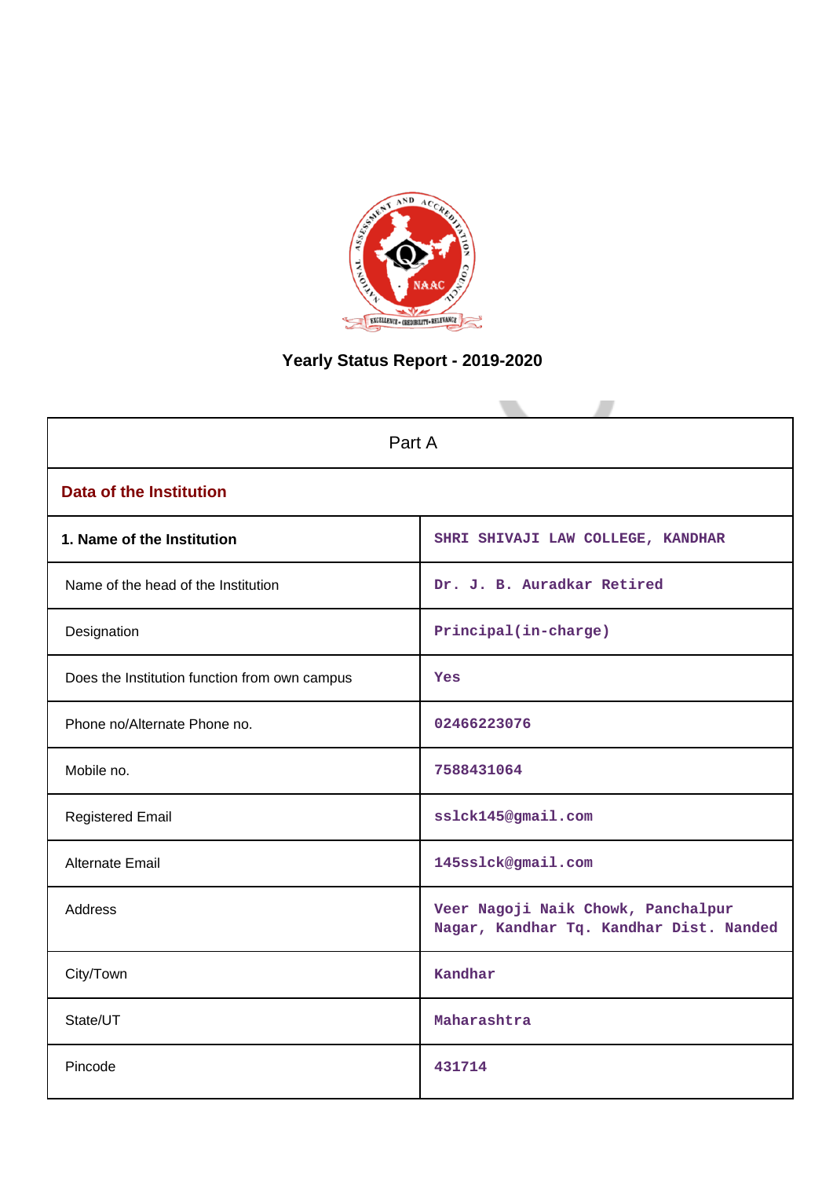# Yearly Status Report - 2019-2020

| Part A | |
|---|---|
| **Data of the Institution** | |
| **1. Name of the Institution** | SHRI SHIVAJI LAW COLLEGE, KANDHAR |
| Name of the head of the Institution | Dr. J. B. Auradkar Retired |
| Designation | Principal(in-charge) |
| Does the Institution function from own campus | Yes |
| Phone no/Alternate Phone no. | 02466223076 |
| Mobile no. | 7588431064 |
| Registered Email | sslck145@gmail.com |
| Alternate Email | 145sslck@gmail.com |
| Address | Veer Nagoji Naik Chowk, Panchalpur Nagar, Kandhar Tq. Kandhar Dist. Nanded |
| City/Town | Kandhar |
| State/UT | Maharashtra |
| Pincode | 431714 |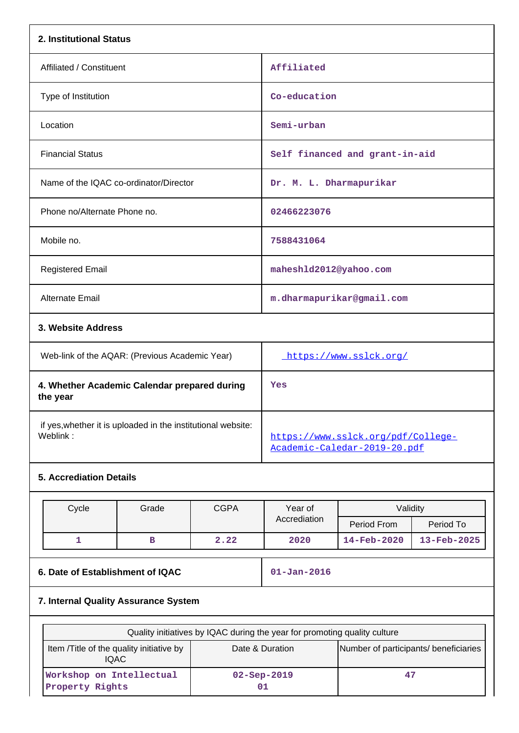## 2. Institutional Status

| | |
|---|---|
| Affiliated / Constituent | Affiliated |
| Type of Institution | Co-education |
| Location | Semi-urban |
| Financial Status | Self financed and grant-in-aid |
| Name of the IQAC co-ordinator/Director | Dr. M. L. Dharmapurikar |
| Phone no/Alternate Phone no. | 02466223076 |
| Mobile no. | 7588431064 |
| Registered Email | maheshld2012@yahoo.com |
| Alternate Email | m.dharmapurikar@gmail.com |

## 3. Website Address

| | |
|---|---|
| Web-link of the AQAR: (Previous Academic Year) | https://www.sslck.org/ |
| **4. Whether Academic Calendar prepared during the year** | Yes |
| if yes,whether it is uploaded in the institutional website: Weblink : | https://www.sslck.org/pdf/College-Academic-Caledar-2019-20.pdf |

## 5. Accreditation Details

| Cycle | Grade | CGPA | Year of Accrediation | Validity | |
|---|---|---|---|---|---|
| | | | | Period From | Period To |
| 1 | B | 2.22 | 2020 | 14-Feb-2020 | 13-Feb-2025 |

| | |
|---|---|
| **6. Date of Establishment of IQAC** | 01-Jan-2016 |

## 7. Internal Quality Assurance System

| Quality initiatives by IQAC during the year for promoting quality culture | | |
|---|---|---|
| Item /Title of the quality initiative by IQAC | Date & Duration | Number of participants/ beneficiaries |
| Workshop on Intellectual Property Rights | 02-Sep-2019 01 | 47 |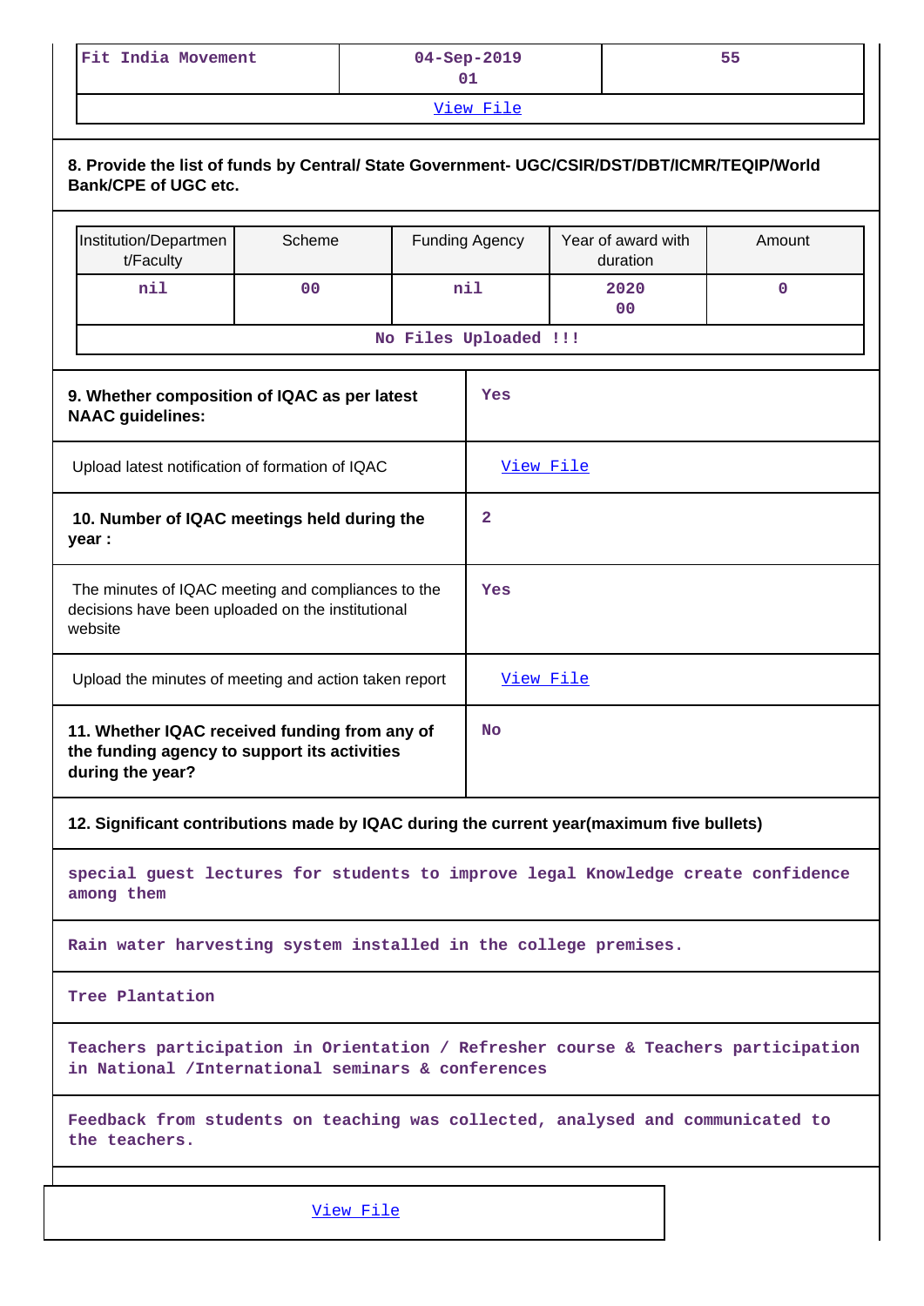| Fit India Movement | 04-Sep-2019<br>01 | 55 |
|---|---|---|
| View File | | |

**8. Provide the list of funds by Central/ State Government- UGC/CSIR/DST/DBT/ICMR/TEQIP/World Bank/CPE of UGC etc.**

| Institution/Department/Faculty | Scheme | Funding Agency | Year of award with duration | Amount |
|---|---|---|---|---|
| nil | 00 | nil | 2020<br>00 | 0 |
| No Files Uploaded !!! | | | | |

| | |
|---|---|
| **9. Whether composition of IQAC as per latest NAAC guidelines:** | Yes |
| Upload latest notification of formation of IQAC | View File |
| **10. Number of IQAC meetings held during the year :** | 2 |
| The minutes of IQAC meeting and compliances to the decisions have been uploaded on the institutional website | Yes |
| Upload the minutes of meeting and action taken report | View File |
| **11. Whether IQAC received funding from any of the funding agency to support its activities during the year?** | No |

**12. Significant contributions made by IQAC during the current year(maximum five bullets)**

special guest lectures for students to improve legal Knowledge create confidence among them

Rain water harvesting system installed in the college premises.

Tree Plantation

Teachers participation in Orientation / Refresher course & Teachers participation in National /International seminars & conferences

Feedback from students on teaching was collected, analysed and communicated to the teachers.

View File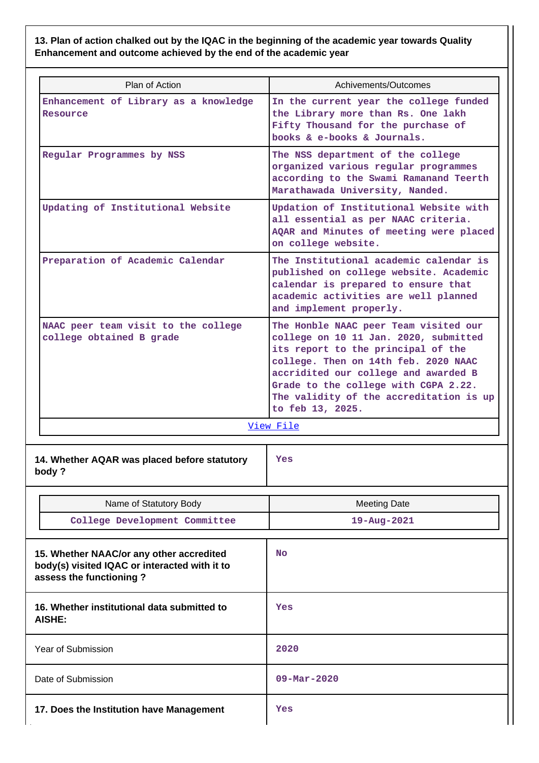**13. Plan of action chalked out by the IQAC in the beginning of the academic year towards Quality Enhancement and outcome achieved by the end of the academic year**

| Plan of Action | Achivements/Outcomes |
|---|---|
| Enhancement of Library as a knowledge Resource | In the current year the college funded the Library more than Rs. One lakh Fifty Thousand for the purchase of books & e-books & Journals. |
| Regular Programmes by NSS | The NSS department of the college organized various regular programmes according to the Swami Ramanand Teerth Marathawada University, Nanded. |
| Updating of Institutional Website | Updation of Institutional Website with all essential as per NAAC criteria. AQAR and Minutes of meeting were placed on college website. |
| Preparation of Academic Calendar | The Institutional academic calendar is published on college website. Academic calendar is prepared to ensure that academic activities are well planned and implement properly. |
| NAAC peer team visit to the college college obtained B grade | The Honble NAAC peer Team visited our college on 10 11 Jan. 2020, submitted its report to the principal of the college. Then on 14th feb. 2020 NAAC accridited our college and awarded B Grade to the college with CGPA 2.22. The validity of the accreditation is up to feb 13, 2025. |
| View File | |

| **14. Whether AQAR was placed before statutory body ?** | Yes |
|---|---|

| Name of Statutory Body | Meeting Date |
|---|---|
| College Development Committee | 19-Aug-2021 |

| **15. Whether NAAC/or any other accredited body(s) visited IQAC or interacted with it to assess the functioning ?** | No |
|---|---|
| **16. Whether institutional data submitted to AISHE:** | Yes |
| Year of Submission | 2020 |
| Date of Submission | 09-Mar-2020 |
| **17. Does the Institution have Management** | Yes |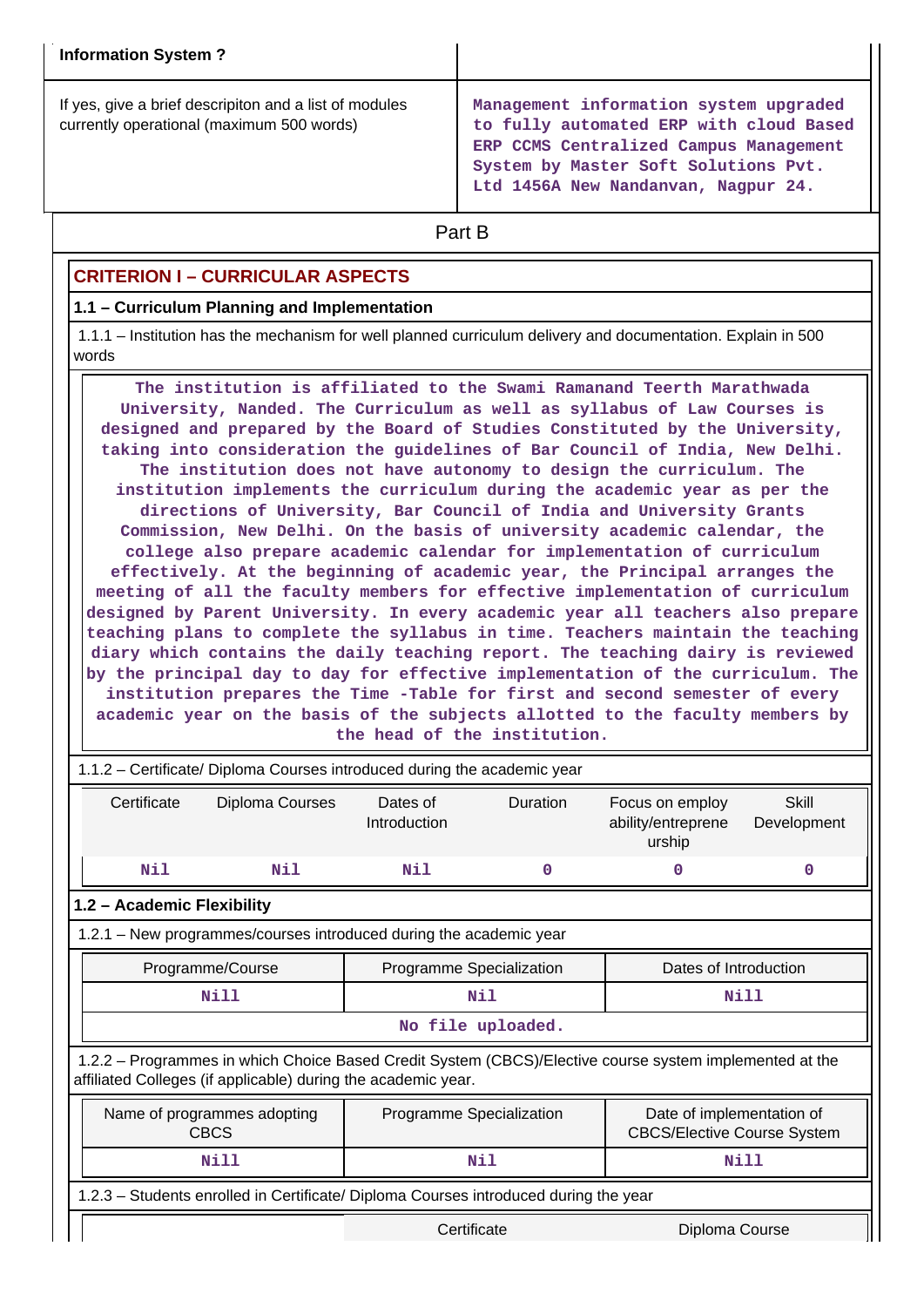| Information System ? | |
|---|---|
| If yes, give a brief descripiton and a list of modules currently operational (maximum 500 words) | Management information system upgraded to fully automated ERP with cloud Based ERP CCMS Centralized Campus Management System by Master Soft Solutions Pvt. Ltd 1456A New Nandanvan, Nagpur 24. |

Part B

## CRITERION I – CURRICULAR ASPECTS

### 1.1 – Curriculum Planning and Implementation

1.1.1 – Institution has the mechanism for well planned curriculum delivery and documentation. Explain in 500 words

The institution is affiliated to the Swami Ramanand Teerth Marathwada University, Nanded. The Curriculum as well as syllabus of Law Courses is designed and prepared by the Board of Studies Constituted by the University, taking into consideration the guidelines of Bar Council of India, New Delhi. The institution does not have autonomy to design the curriculum. The institution implements the curriculum during the academic year as per the directions of University, Bar Council of India and University Grants Commission, New Delhi. On the basis of university academic calendar, the college also prepare academic calendar for implementation of curriculum effectively. At the beginning of academic year, the Principal arranges the meeting of all the faculty members for effective implementation of curriculum designed by Parent University. In every academic year all teachers also prepare teaching plans to complete the syllabus in time. Teachers maintain the teaching diary which contains the daily teaching report. The teaching dairy is reviewed by the principal day to day for effective implementation of the curriculum. The institution prepares the Time -Table for first and second semester of every academic year on the basis of the subjects allotted to the faculty members by the head of the institution.

1.1.2 – Certificate/ Diploma Courses introduced during the academic year

| Certificate | Diploma Courses | Dates of Introduction | Duration | Focus on employ ability/entreprene urship | Skill Development |
|---|---|---|---|---|---|
| Nil | Nil | Nil | 0 | 0 | 0 |

### 1.2 – Academic Flexibility

1.2.1 – New programmes/courses introduced during the academic year

| Programme/Course | Programme Specialization | Dates of Introduction |
|---|---|---|
| Nill | Nil | Nill |
| No file uploaded. | | |

1.2.2 – Programmes in which Choice Based Credit System (CBCS)/Elective course system implemented at the affiliated Colleges (if applicable) during the academic year.

| Name of programmes adopting CBCS | Programme Specialization | Date of implementation of CBCS/Elective Course System |
|---|---|---|
| Nill | Nil | Nill |

1.2.3 – Students enrolled in Certificate/ Diploma Courses introduced during the year

| | Certificate | Diploma Course |
|---|---|---|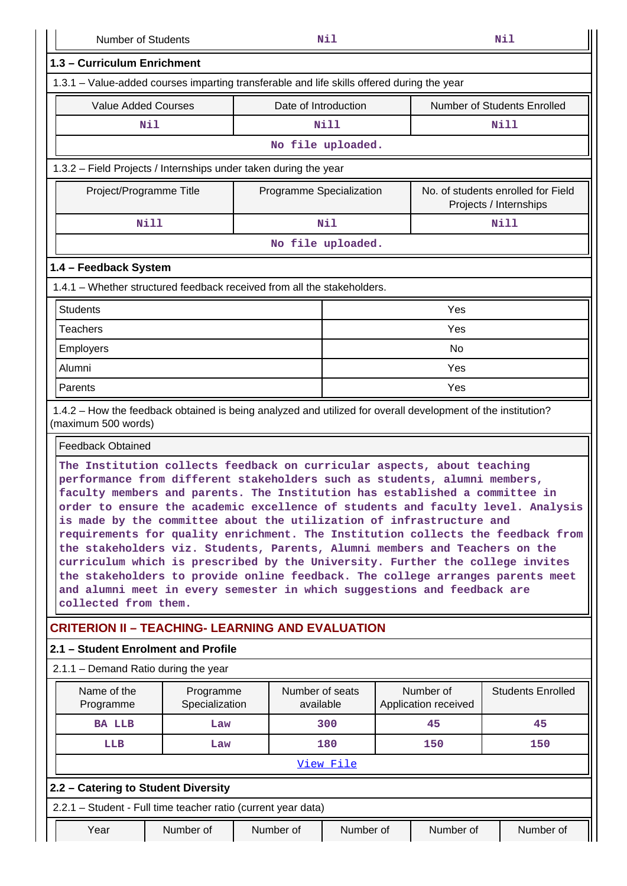| Number of Students | Nil | Nil |
|---|---|---|

### 1.3 – Curriculum Enrichment

1.3.1 – Value-added courses imparting transferable and life skills offered during the year

| Value Added Courses | Date of Introduction | Number of Students Enrolled |
|---|---|---|
| Nil | Nill | Nill |

No file uploaded.

1.3.2 – Field Projects / Internships under taken during the year

| Project/Programme Title | Programme Specialization | No. of students enrolled for Field Projects / Internships |
|---|---|---|
| Nill | Nil | Nill |

No file uploaded.

### 1.4 – Feedback System

1.4.1 – Whether structured feedback received from all the stakeholders.

| | |
|---|---|
| Students | Yes |
| Teachers | Yes |
| Employers | No |
| Alumni | Yes |
| Parents | Yes |

1.4.2 – How the feedback obtained is being analyzed and utilized for overall development of the institution? (maximum 500 words)

Feedback Obtained

The Institution collects feedback on curricular aspects, about teaching performance from different stakeholders such as students, alumni members, faculty members and parents. The Institution has established a committee in order to ensure the academic excellence of students and faculty level. Analysis is made by the committee about the utilization of infrastructure and requirements for quality enrichment. The Institution collects the feedback from the stakeholders viz. Students, Parents, Alumni members and Teachers on the curriculum which is prescribed by the University. Further the college invites the stakeholders to provide online feedback. The college arranges parents meet and alumni meet in every semester in which suggestions and feedback are collected from them.

## CRITERION II – TEACHING- LEARNING AND EVALUATION

### 2.1 – Student Enrolment and Profile

2.1.1 – Demand Ratio during the year

| Name of the Programme | Programme Specialization | Number of seats available | Number of Application received | Students Enrolled |
|---|---|---|---|---|
| BA LLB | Law | 300 | 45 | 45 |
| LLB | Law | 180 | 150 | 150 |

View File

### 2.2 – Catering to Student Diversity

2.2.1 – Student - Full time teacher ratio (current year data)

| Year | Number of | Number of | Number of | Number of | Number of |
|---|---|---|---|---|---|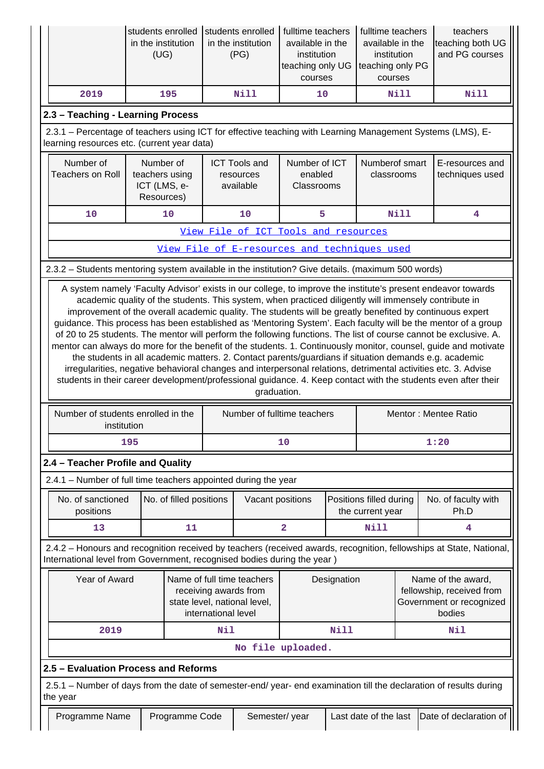| | students enrolled in the institution (UG) | students enrolled in the institution (PG) | fulltime teachers available in the institution teaching only UG courses | fulltime teachers available in the institution teaching only PG courses | teachers teaching both UG and PG courses |
|---|---|---|---|---|---|
| 2019 | 195 | Nill | 10 | Nill | Nill |

### 2.3 – Teaching - Learning Process

2.3.1 – Percentage of teachers using ICT for effective teaching with Learning Management Systems (LMS), E-learning resources etc. (current year data)

| Number of Teachers on Roll | Number of teachers using ICT (LMS, e-Resources) | ICT Tools and resources available | Number of ICT enabled Classrooms | Numberof smart classrooms | E-resources and techniques used |
|---|---|---|---|---|---|
| 10 | 10 | 10 | 5 | Nill | 4 |
| View File of ICT Tools and resources | | | | | |
| View File of E-resources and techniques used | | | | | |

2.3.2 – Students mentoring system available in the institution? Give details. (maximum 500 words)

A system namely 'Faculty Advisor' exists in our college, to improve the institute's present endeavor towards academic quality of the students. This system, when practiced diligently will immensely contribute in improvement of the overall academic quality. The students will be greatly benefited by continuous expert guidance. This process has been established as 'Mentoring System'. Each faculty will be the mentor of a group of 20 to 25 students. The mentor will perform the following functions. The list of course cannot be exclusive. A. mentor can always do more for the benefit of the students. 1. Continuously monitor, counsel, guide and motivate the students in all academic matters. 2. Contact parents/guardians if situation demands e.g. academic irregularities, negative behavioral changes and interpersonal relations, detrimental activities etc. 3. Advise students in their career development/professional guidance. 4. Keep contact with the students even after their graduation.

| Number of students enrolled in the institution | Number of fulltime teachers | Mentor : Mentee Ratio |
|---|---|---|
| 195 | 10 | 1:20 |

### 2.4 – Teacher Profile and Quality

2.4.1 – Number of full time teachers appointed during the year

| No. of sanctioned positions | No. of filled positions | Vacant positions | Positions filled during the current year | No. of faculty with Ph.D |
|---|---|---|---|---|
| 13 | 11 | 2 | Nill | 4 |

2.4.2 – Honours and recognition received by teachers (received awards, recognition, fellowships at State, National, International level from Government, recognised bodies during the year )

| Year of Award | Name of full time teachers receiving awards from state level, national level, international level | Designation | Name of the award, fellowship, received from Government or recognized bodies |
|---|---|---|---|
| 2019 | Nil | Nill | Nil |
| No file uploaded. | | | |

### 2.5 – Evaluation Process and Reforms

2.5.1 – Number of days from the date of semester-end/ year- end examination till the declaration of results during the year

| Programme Name | Programme Code | Semester/ year | Last date of the last | Date of declaration of |
|---|---|---|---|---|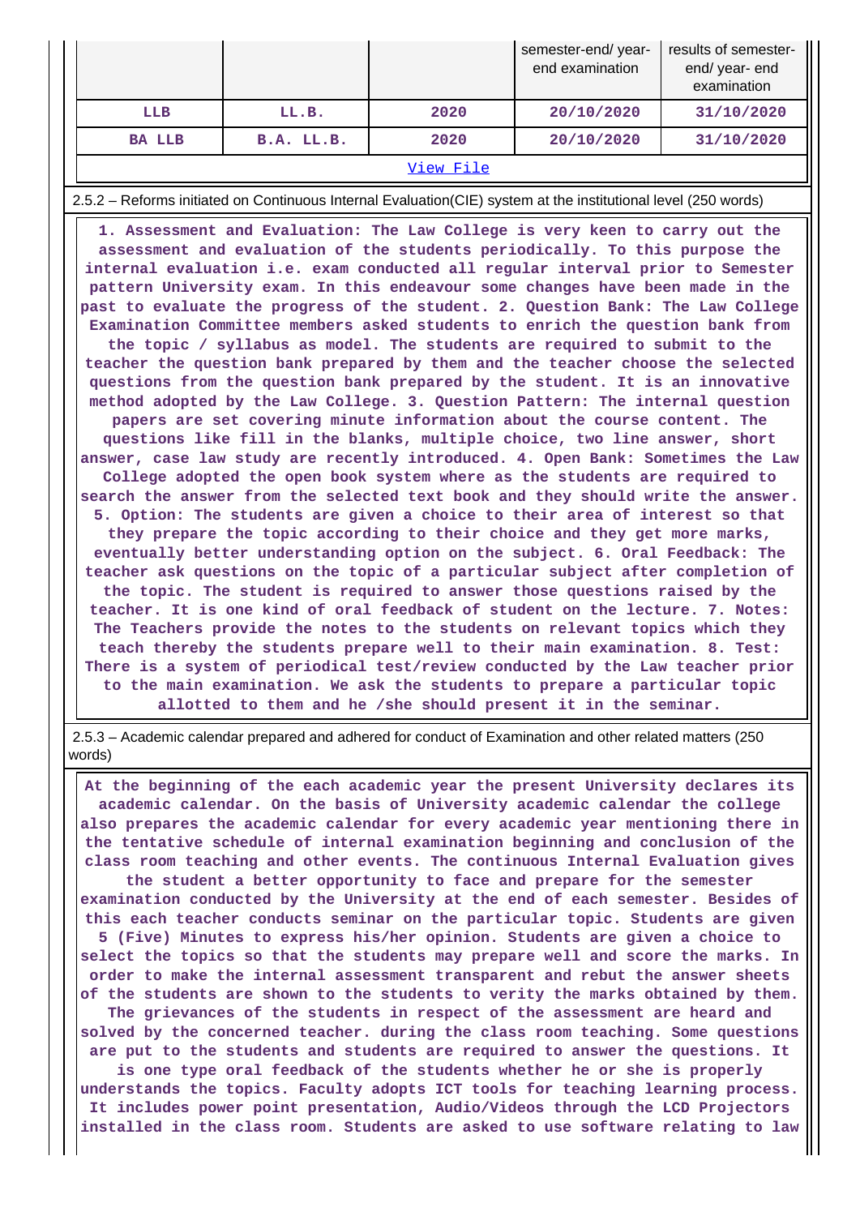|  |  |  | semester-end/ year-end examination | results of semester-end/ year- end examination |
|---|---|---|---|---|
| LLB | LL.B. | 2020 | 20/10/2020 | 31/10/2020 |
| BA LLB | B.A. LL.B. | 2020 | 20/10/2020 | 31/10/2020 |
| View File |  |  |  |  |

2.5.2 – Reforms initiated on Continuous Internal Evaluation(CIE) system at the institutional level (250 words)

**1. Assessment and Evaluation: The Law College is very keen to carry out the assessment and evaluation of the students periodically. To this purpose the internal evaluation i.e. exam conducted all regular interval prior to Semester pattern University exam. In this endeavour some changes have been made in the past to evaluate the progress of the student. 2. Question Bank: The Law College Examination Committee members asked students to enrich the question bank from the topic / syllabus as model. The students are required to submit to the teacher the question bank prepared by them and the teacher choose the selected questions from the question bank prepared by the student. It is an innovative method adopted by the Law College. 3. Question Pattern: The internal question papers are set covering minute information about the course content. The questions like fill in the blanks, multiple choice, two line answer, short answer, case law study are recently introduced. 4. Open Bank: Sometimes the Law College adopted the open book system where as the students are required to search the answer from the selected text book and they should write the answer. 5. Option: The students are given a choice to their area of interest so that they prepare the topic according to their choice and they get more marks, eventually better understanding option on the subject. 6. Oral Feedback: The teacher ask questions on the topic of a particular subject after completion of the topic. The student is required to answer those questions raised by the teacher. It is one kind of oral feedback of student on the lecture. 7. Notes: The Teachers provide the notes to the students on relevant topics which they teach thereby the students prepare well to their main examination. 8. Test: There is a system of periodical test/review conducted by the Law teacher prior to the main examination. We ask the students to prepare a particular topic allotted to them and he /she should present it in the seminar.**

2.5.3 – Academic calendar prepared and adhered for conduct of Examination and other related matters (250 words)

**At the beginning of the each academic year the present University declares its academic calendar. On the basis of University academic calendar the college also prepares the academic calendar for every academic year mentioning there in the tentative schedule of internal examination beginning and conclusion of the class room teaching and other events. The continuous Internal Evaluation gives the student a better opportunity to face and prepare for the semester examination conducted by the University at the end of each semester. Besides of this each teacher conducts seminar on the particular topic. Students are given 5 (Five) Minutes to express his/her opinion. Students are given a choice to select the topics so that the students may prepare well and score the marks. In order to make the internal assessment transparent and rebut the answer sheets of the students are shown to the students to verity the marks obtained by them. The grievances of the students in respect of the assessment are heard and solved by the concerned teacher. during the class room teaching. Some questions are put to the students and students are required to answer the questions. It is one type oral feedback of the students whether he or she is properly understands the topics. Faculty adopts ICT tools for teaching learning process. It includes power point presentation, Audio/Videos through the LCD Projectors installed in the class room. Students are asked to use software relating to law**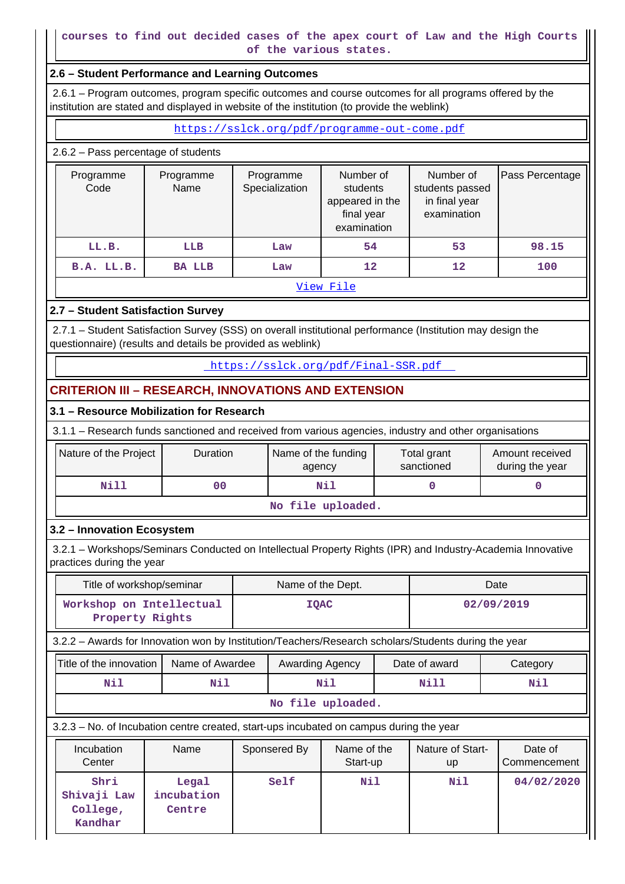courses to find out decided cases of the apex court of Law and the High Courts of the various states.

### 2.6 – Student Performance and Learning Outcomes

2.6.1 – Program outcomes, program specific outcomes and course outcomes for all programs offered by the institution are stated and displayed in website of the institution (to provide the weblink)

https://sslck.org/pdf/programme-out-come.pdf

2.6.2 – Pass percentage of students

| Programme Code | Programme Name | Programme Specialization | Number of students appeared in the final year examination | Number of students passed in final year examination | Pass Percentage |
|---|---|---|---|---|---|
| LL.B. | LLB | Law | 54 | 53 | 98.15 |
| B.A. LL.B. | BA LLB | Law | 12 | 12 | 100 |

View File

### 2.7 – Student Satisfaction Survey

2.7.1 – Student Satisfaction Survey (SSS) on overall institutional performance (Institution may design the questionnaire) (results and details be provided as weblink)

https://sslck.org/pdf/Final-SSR.pdf

## CRITERION III – RESEARCH, INNOVATIONS AND EXTENSION

### 3.1 – Resource Mobilization for Research

3.1.1 – Research funds sanctioned and received from various agencies, industry and other organisations

| Nature of the Project | Duration | Name of the funding agency | Total grant sanctioned | Amount received during the year |
|---|---|---|---|---|
| Nill | 00 | Nil | 0 | 0 |

No file uploaded.

### 3.2 – Innovation Ecosystem

3.2.1 – Workshops/Seminars Conducted on Intellectual Property Rights (IPR) and Industry-Academia Innovative practices during the year

| Title of workshop/seminar | Name of the Dept. | Date |
|---|---|---|
| Workshop on Intellectual Property Rights | IQAC | 02/09/2019 |

3.2.2 – Awards for Innovation won by Institution/Teachers/Research scholars/Students during the year

| Title of the innovation | Name of Awardee | Awarding Agency | Date of award | Category |
|---|---|---|---|---|
| Nil | Nil | Nil | Nill | Nil |

No file uploaded.

3.2.3 – No. of Incubation centre created, start-ups incubated on campus during the year

| Incubation Center | Name | Sponsored By | Name of the Start-up | Nature of Start-up | Date of Commencement |
|---|---|---|---|---|---|
| Shri Shivaji Law College, Kandhar | Legal incubation Centre | Self | Nil | Nil | 04/02/2020 |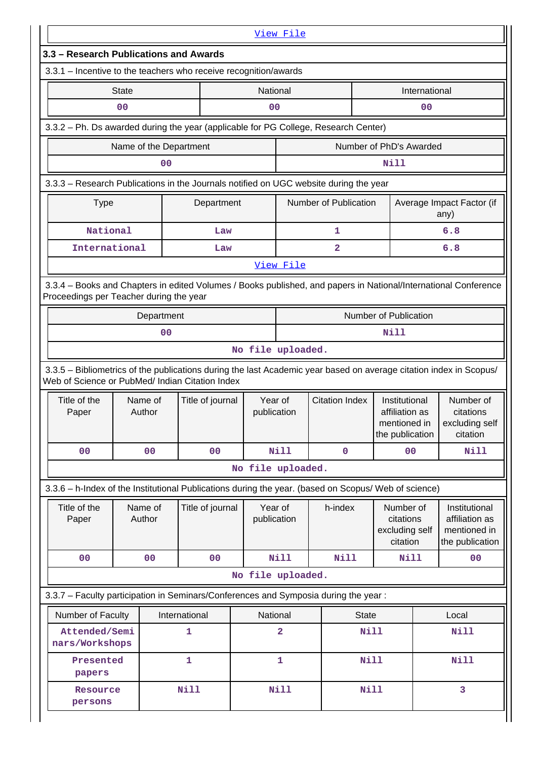[View File]

## 3.3 – Research Publications and Awards

3.3.1 – Incentive to the teachers who receive recognition/awards

| State | National | International |
|---|---|---|
| 00 | 00 | 00 |

3.3.2 – Ph. Ds awarded during the year (applicable for PG College, Research Center)

| Name of the Department | Number of PhD's Awarded |
|---|---|
| 00 | Nill |

3.3.3 – Research Publications in the Journals notified on UGC website during the year

| Type | Department | Number of Publication | Average Impact Factor (if any) |
|---|---|---|---|
| National | Law | 1 | 6.8 |
| International | Law | 2 | 6.8 |

[View File]

3.3.4 – Books and Chapters in edited Volumes / Books published, and papers in National/International Conference Proceedings per Teacher during the year

| Department | Number of Publication |
|---|---|
| 00 | Nill |

No file uploaded.

3.3.5 – Bibliometrics of the publications during the last Academic year based on average citation index in Scopus/ Web of Science or PubMed/ Indian Citation Index

| Title of the Paper | Name of Author | Title of journal | Year of publication | Citation Index | Institutional affiliation as mentioned in the publication | Number of citations excluding self citation |
|---|---|---|---|---|---|---|
| 00 | 00 | 00 | Nill | 0 | 00 | Nill |

No file uploaded.

3.3.6 – h-Index of the Institutional Publications during the year. (based on Scopus/ Web of science)

| Title of the Paper | Name of Author | Title of journal | Year of publication | h-index | Number of citations excluding self citation | Institutional affiliation as mentioned in the publication |
|---|---|---|---|---|---|---|
| 00 | 00 | 00 | Nill | Nill | Nill | 00 |

No file uploaded.

3.3.7 – Faculty participation in Seminars/Conferences and Symposia during the year :

| Number of Faculty | International | National | State | Local |
|---|---|---|---|---|
| Attended/Seminars/Workshops | 1 | 2 | Nill | Nill |
| Presented papers | 1 | 1 | Nill | Nill |
| Resource persons | Nill | Nill | Nill | 3 |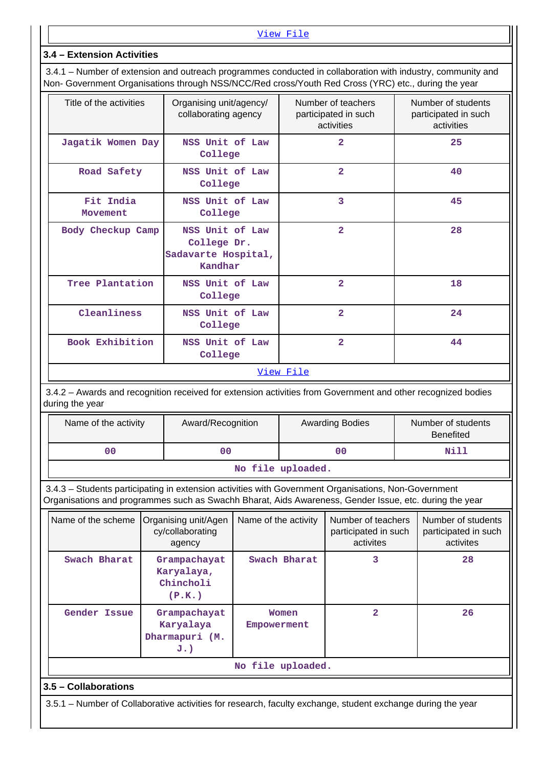[View File](#)

### 3.4 – Extension Activities

3.4.1 – Number of extension and outreach programmes conducted in collaboration with industry, community and Non- Government Organisations through NSS/NCC/Red cross/Youth Red Cross (YRC) etc., during the year

| Title of the activities | Organising unit/agency/ collaborating agency | Number of teachers participated in such activities | Number of students participated in such activities |
|---|---|---|---|
| Jagatik Women Day | NSS Unit of Law College | 2 | 25 |
| Road Safety | NSS Unit of Law College | 2 | 40 |
| Fit India Movement | NSS Unit of Law College | 3 | 45 |
| Body Checkup Camp | NSS Unit of Law College Dr. Sadavarte Hospital, Kandhar | 2 | 28 |
| Tree Plantation | NSS Unit of Law College | 2 | 18 |
| Cleanliness | NSS Unit of Law College | 2 | 24 |
| Book Exhibition | NSS Unit of Law College | 2 | 44 |

[View File](#)

3.4.2 – Awards and recognition received for extension activities from Government and other recognized bodies during the year

| Name of the activity | Award/Recognition | Awarding Bodies | Number of students Benefited |
|---|---|---|---|
| 00 | 00 | 00 | Nill |

No file uploaded.

3.4.3 – Students participating in extension activities with Government Organisations, Non-Government Organisations and programmes such as Swachh Bharat, Aids Awareness, Gender Issue, etc. during the year

| Name of the scheme | Organising unit/Agency/collaborating agency | Name of the activity | Number of teachers participated in such activites | Number of students participated in such activites |
|---|---|---|---|---|
| Swach Bharat | Grampachayat Karyalaya, Chincholi (P.K.) | Swach Bharat | 3 | 28 |
| Gender Issue | Grampachayat Karyalaya Dharmapuri (M. J.) | Women Empowerment | 2 | 26 |

No file uploaded.

### 3.5 – Collaborations

3.5.1 – Number of Collaborative activities for research, faculty exchange, student exchange during the year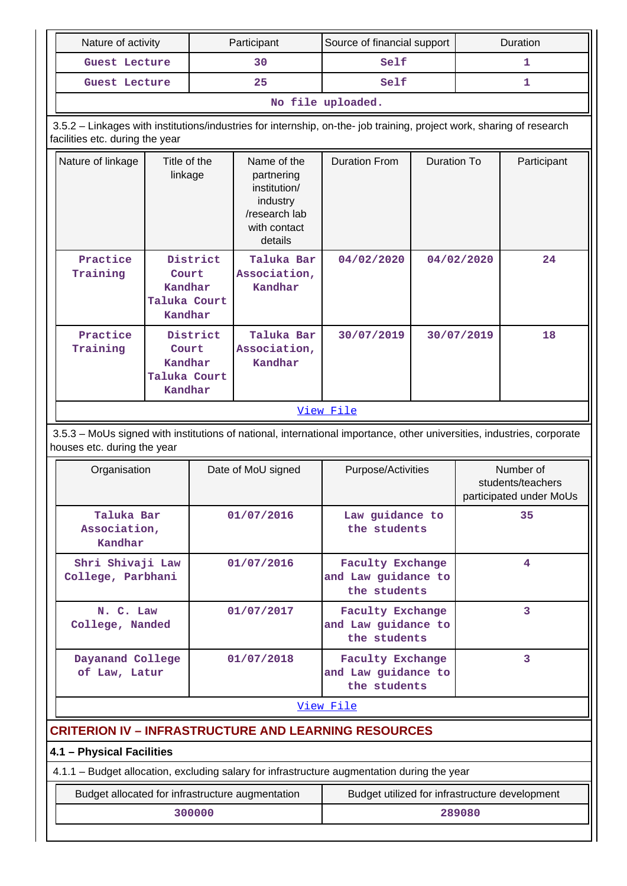| Nature of activity | Participant | Source of financial support | Duration |
|---|---|---|---|
| Guest Lecture | 30 | Self | 1 |
| Guest Lecture | 25 | Self | 1 |
| No file uploaded. | | | |

3.5.2 – Linkages with institutions/industries for internship, on-the- job training, project work, sharing of research facilities etc. during the year

| Nature of linkage | Title of the linkage | Name of the partnering institution/ industry /research lab with contact details | Duration From | Duration To | Participant |
|---|---|---|---|---|---|
| Practice Training | District Court Kandhar Taluka Court Kandhar | Taluka Bar Association, Kandhar | 04/02/2020 | 04/02/2020 | 24 |
| Practice Training | District Court Kandhar Taluka Court Kandhar | Taluka Bar Association, Kandhar | 30/07/2019 | 30/07/2019 | 18 |
| View File | | | | | |

3.5.3 – MoUs signed with institutions of national, international importance, other universities, industries, corporate houses etc. during the year

| Organisation | Date of MoU signed | Purpose/Activities | Number of students/teachers participated under MoUs |
|---|---|---|---|
| Taluka Bar Association, Kandhar | 01/07/2016 | Law guidance to the students | 35 |
| Shri Shivaji Law College, Parbhani | 01/07/2016 | Faculty Exchange and Law guidance to the students | 4 |
| N. C. Law College, Nanded | 01/07/2017 | Faculty Exchange and Law guidance to the students | 3 |
| Dayanand College of Law, Latur | 01/07/2018 | Faculty Exchange and Law guidance to the students | 3 |
| View File | | | |

## CRITERION IV – INFRASTRUCTURE AND LEARNING RESOURCES

### 4.1 – Physical Facilities

4.1.1 – Budget allocation, excluding salary for infrastructure augmentation during the year

| Budget allocated for infrastructure augmentation | Budget utilized for infrastructure development |
|---|---|
| 300000 | 289080 |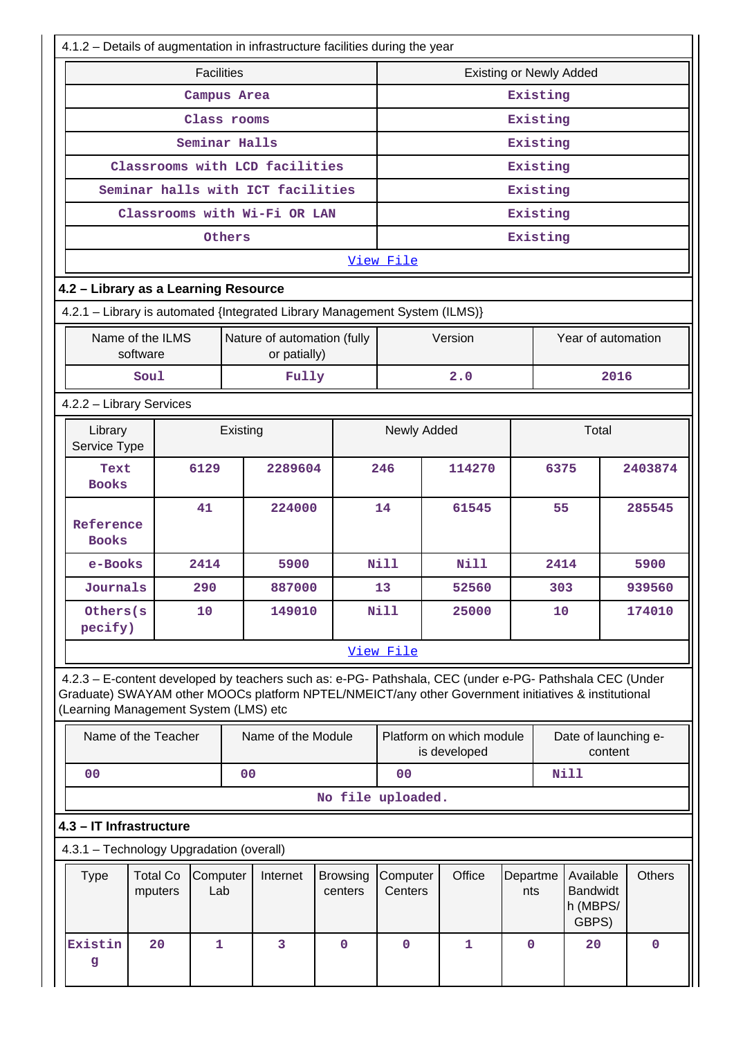4.1.2 – Details of augmentation in infrastructure facilities during the year

| Facilities | Existing or Newly Added |
|---|---|
| Campus Area | Existing |
| Class rooms | Existing |
| Seminar Halls | Existing |
| Classrooms with LCD facilities | Existing |
| Seminar halls with ICT facilities | Existing |
| Classrooms with Wi-Fi OR LAN | Existing |
| Others | Existing |

View File

## 4.2 – Library as a Learning Resource

4.2.1 – Library is automated {Integrated Library Management System (ILMS)}

| Name of the ILMS software | Nature of automation (fully or patially) | Version | Year of automation |
|---|---|---|---|
| Soul | Fully | 2.0 | 2016 |

4.2.2 – Library Services

| Library Service Type | Existing | | Newly Added | | Total | |
|---|---|---|---|---|---|---|
| Text Books | 6129 | 2289604 | 246 | 114270 | 6375 | 2403874 |
| Reference Books | 41 | 224000 | 14 | 61545 | 55 | 285545 |
| e-Books | 2414 | 5900 | Nill | Nill | 2414 | 5900 |
| Journals | 290 | 887000 | 13 | 52560 | 303 | 939560 |
| Others(specify) | 10 | 149010 | Nill | 25000 | 10 | 174010 |

View File

4.2.3 – E-content developed by teachers such as: e-PG- Pathshala, CEC (under e-PG- Pathshala CEC (Under Graduate) SWAYAM other MOOCs platform NPTEL/NMEICT/any other Government initiatives & institutional (Learning Management System (LMS) etc

| Name of the Teacher | Name of the Module | Platform on which module is developed | Date of launching e-content |
|---|---|---|---|
| 00 | 00 | 00 | Nill |

No file uploaded.

## 4.3 – IT Infrastructure

4.3.1 – Technology Upgradation (overall)

| Type | Total Computers | Computer Lab | Internet | Browsing centers | Computer Centers | Office | Departments | Available Bandwidth (MBPS/ GBPS) | Others |
|---|---|---|---|---|---|---|---|---|---|
| Existing | 20 | 1 | 3 | 0 | 0 | 1 | 0 | 20 | 0 |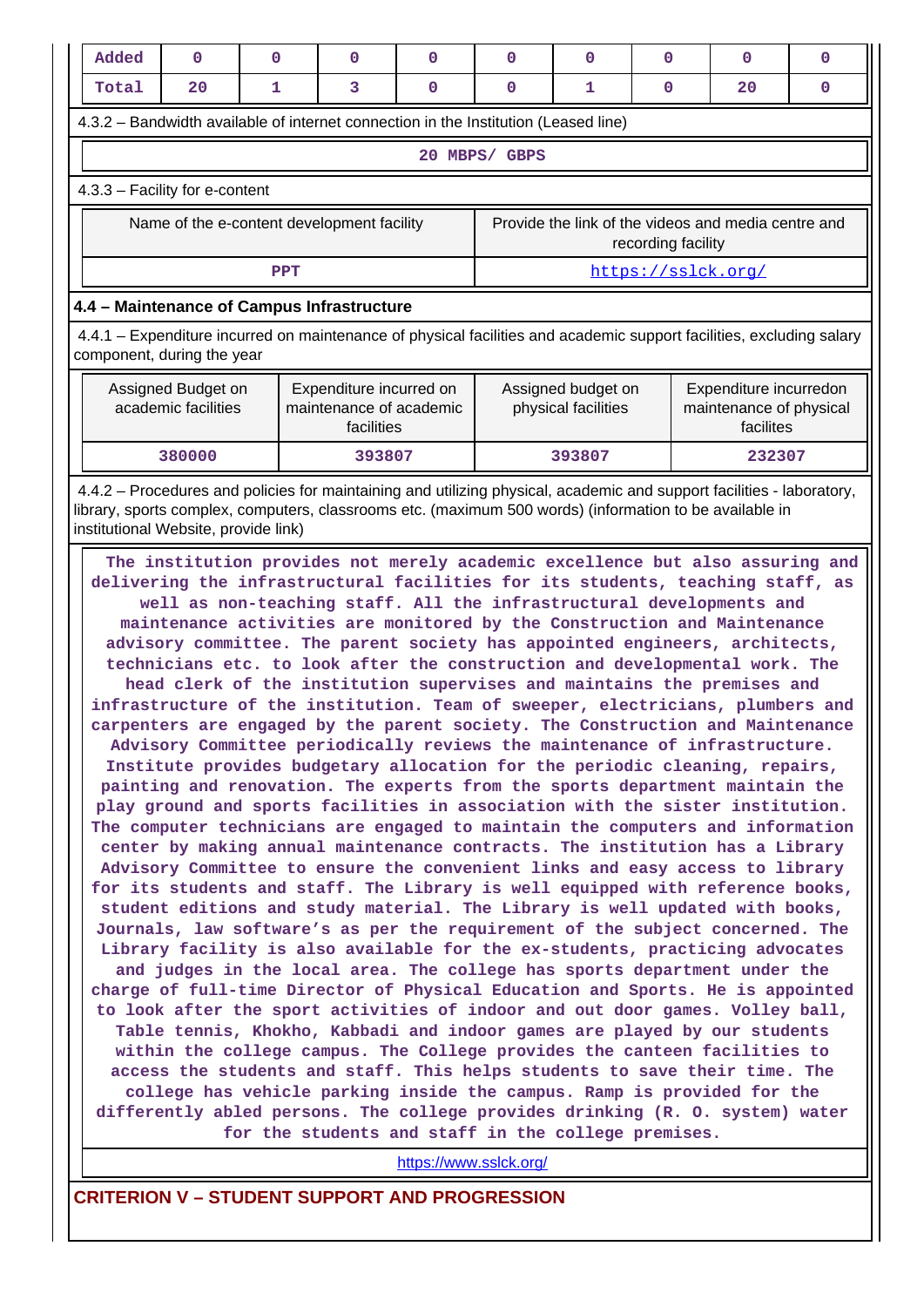| Added | 0 | 0 | 0 | 0 | 0 | 0 | 0 | 0 | 0 |
|---|---|---|---|---|---|---|---|---|---|
| Total | 20 | 1 | 3 | 0 | 0 | 1 | 0 | 20 | 0 |

4.3.2 – Bandwidth available of internet connection in the Institution (Leased line)

20 MBPS/ GBPS

4.3.3 – Facility for e-content

| Name of the e-content development facility | Provide the link of the videos and media centre and recording facility |
|---|---|
| PPT | https://sslck.org/ |

### 4.4 – Maintenance of Campus Infrastructure

4.4.1 – Expenditure incurred on maintenance of physical facilities and academic support facilities, excluding salary component, during the year

| Assigned Budget on academic facilities | Expenditure incurred on maintenance of academic facilities | Assigned budget on physical facilities | Expenditure incurredon maintenance of physical facilites |
|---|---|---|---|
| 380000 | 393807 | 393807 | 232307 |

4.4.2 – Procedures and policies for maintaining and utilizing physical, academic and support facilities - laboratory, library, sports complex, computers, classrooms etc. (maximum 500 words) (information to be available in institutional Website, provide link)

The institution provides not merely academic excellence but also assuring and delivering the infrastructural facilities for its students, teaching staff, as well as non-teaching staff. All the infrastructural developments and maintenance activities are monitored by the Construction and Maintenance advisory committee. The parent society has appointed engineers, architects, technicians etc. to look after the construction and developmental work. The head clerk of the institution supervises and maintains the premises and infrastructure of the institution. Team of sweeper, electricians, plumbers and carpenters are engaged by the parent society. The Construction and Maintenance Advisory Committee periodically reviews the maintenance of infrastructure. Institute provides budgetary allocation for the periodic cleaning, repairs, painting and renovation. The experts from the sports department maintain the play ground and sports facilities in association with the sister institution. The computer technicians are engaged to maintain the computers and information center by making annual maintenance contracts. The institution has a Library Advisory Committee to ensure the convenient links and easy access to library for its students and staff. The Library is well equipped with reference books, student editions and study material. The Library is well updated with books, Journals, law software's as per the requirement of the subject concerned. The Library facility is also available for the ex-students, practicing advocates and judges in the local area. The college has sports department under the charge of full-time Director of Physical Education and Sports. He is appointed to look after the sport activities of indoor and out door games. Volley ball, Table tennis, Khokho, Kabbadi and indoor games are played by our students within the college campus. The College provides the canteen facilities to access the students and staff. This helps students to save their time. The college has vehicle parking inside the campus. Ramp is provided for the differently abled persons. The college provides drinking (R. O. system) water for the students and staff in the college premises.

https://www.sslck.org/

## CRITERION V – STUDENT SUPPORT AND PROGRESSION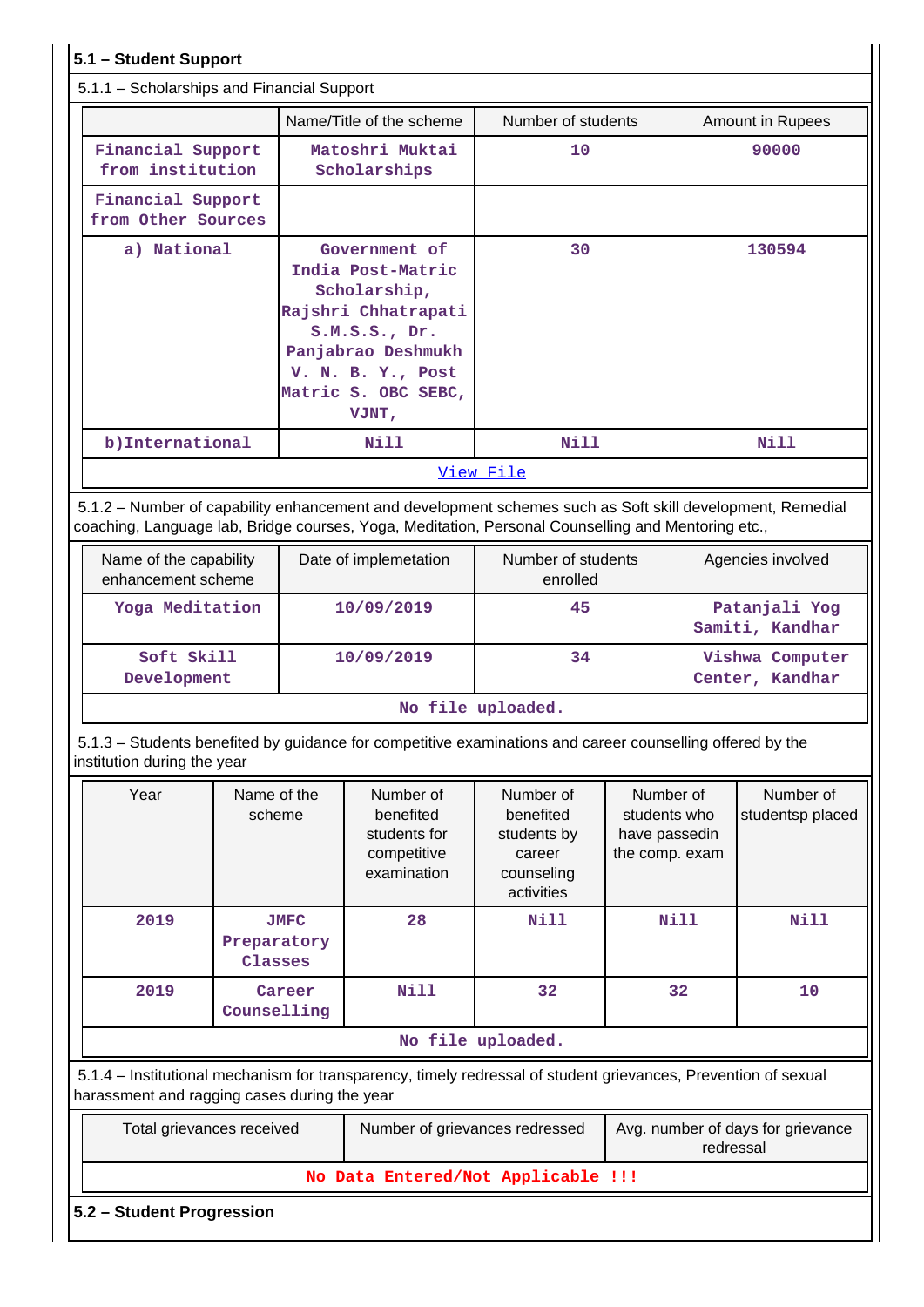## 5.1 – Student Support

5.1.1 – Scholarships and Financial Support

| | Name/Title of the scheme | Number of students | Amount in Rupees |
|---|---|---|---|
| Financial Support from institution | Matoshri Muktai Scholarships | 10 | 90000 |
| Financial Support from Other Sources | | | |
| a) National | Government of India Post-Matric Scholarship, Rajshri Chhatrapati S.M.S.S., Dr. Panjabrao Deshmukh V. N. B. Y., Post Matric S. OBC SEBC, VJNT, | 30 | 130594 |
| b)International | Nill | Nill | Nill |
| View File | | | |

5.1.2 – Number of capability enhancement and development schemes such as Soft skill development, Remedial coaching, Language lab, Bridge courses, Yoga, Meditation, Personal Counselling and Mentoring etc.,

| Name of the capability enhancement scheme | Date of implemetation | Number of students enrolled | Agencies involved |
|---|---|---|---|
| Yoga Meditation | 10/09/2019 | 45 | Patanjali Yog Samiti, Kandhar |
| Soft Skill Development | 10/09/2019 | 34 | Vishwa Computer Center, Kandhar |
| No file uploaded. | | | |

5.1.3 – Students benefited by guidance for competitive examinations and career counselling offered by the institution during the year

| Year | Name of the scheme | Number of benefited students for competitive examination | Number of benefited students by career counseling activities | Number of students who have passedin the comp. exam | Number of studentsp placed |
|---|---|---|---|---|---|
| 2019 | JMFC Preparatory Classes | 28 | Nill | Nill | Nill |
| 2019 | Career Counselling | Nill | 32 | 32 | 10 |
| No file uploaded. | | | | | |

5.1.4 – Institutional mechanism for transparency, timely redressal of student grievances, Prevention of sexual harassment and ragging cases during the year

| Total grievances received | Number of grievances redressed | Avg. number of days for grievance redressal |
|---|---|---|
| No Data Entered/Not Applicable !!! | | |

## 5.2 – Student Progression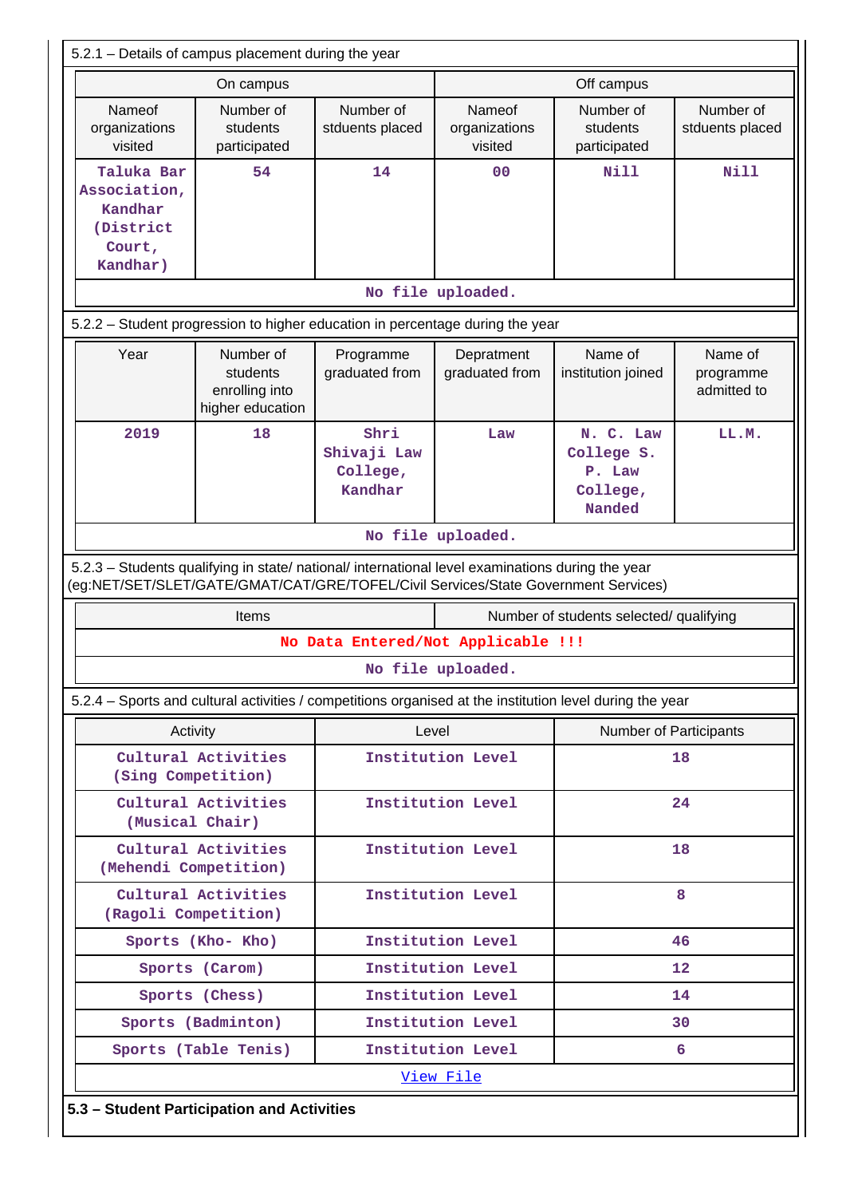5.2.1 – Details of campus placement during the year

| On campus | | | Off campus | | |
|---|---|---|---|---|---|
| Nameof organizations visited | Number of students participated | Number of stduents placed | Nameof organizations visited | Number of students participated | Number of stduents placed |
| Taluka Bar Association, Kandhar (District Court, Kandhar) | 54 | 14 | 00 | Nill | Nill |

No file uploaded.

5.2.2 – Student progression to higher education in percentage during the year

| Year | Number of students enrolling into higher education | Programme graduated from | Depratment graduated from | Name of institution joined | Name of programme admitted to |
|---|---|---|---|---|---|
| 2019 | 18 | Shri Shivaji Law College, Kandhar | Law | N. C. Law College S. P. Law College, Nanded | LL.M. |

No file uploaded.

5.2.3 – Students qualifying in state/ national/ international level examinations during the year (eg:NET/SET/SLET/GATE/GMAT/CAT/GRE/TOFEL/Civil Services/State Government Services)

| Items | Number of students selected/ qualifying |
|---|---|
| No Data Entered/Not Applicable !!! | |

No file uploaded.

5.2.4 – Sports and cultural activities / competitions organised at the institution level during the year

| Activity | Level | Number of Participants |
|---|---|---|
| Cultural Activities (Sing Competition) | Institution Level | 18 |
| Cultural Activities (Musical Chair) | Institution Level | 24 |
| Cultural Activities (Mehendi Competition) | Institution Level | 18 |
| Cultural Activities (Ragoli Competition) | Institution Level | 8 |
| Sports (Kho- Kho) | Institution Level | 46 |
| Sports (Carom) | Institution Level | 12 |
| Sports (Chess) | Institution Level | 14 |
| Sports (Badminton) | Institution Level | 30 |
| Sports (Table Tenis) | Institution Level | 6 |

View File

**5.3 – Student Participation and Activities**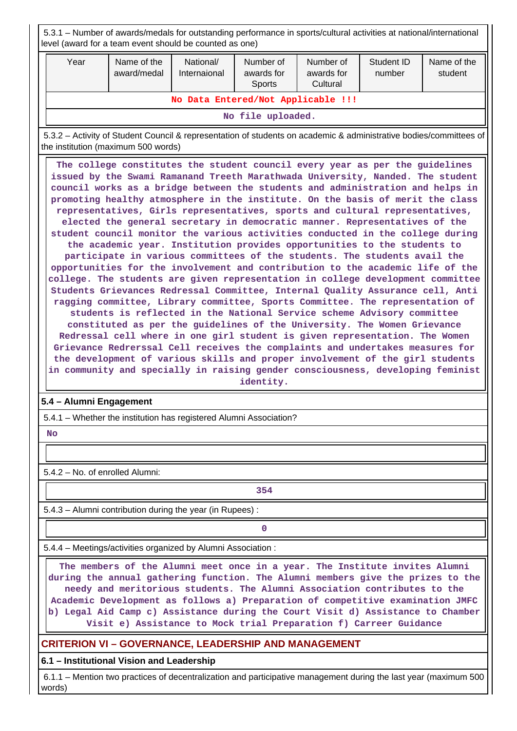5.3.1 – Number of awards/medals for outstanding performance in sports/cultural activities at national/international level (award for a team event should be counted as one)

| Year | Name of the award/medal | National/ Internaional | Number of awards for Sports | Number of awards for Cultural | Student ID number | Name of the student |
|---|---|---|---|---|---|---|
| No Data Entered/Not Applicable !!! | | | | | | |
| No file uploaded. | | | | | | |

5.3.2 – Activity of Student Council & representation of students on academic & administrative bodies/committees of the institution (maximum 500 words)

The college constitutes the student council every year as per the guidelines issued by the Swami Ramanand Treeth Marathwada University, Nanded. The student council works as a bridge between the students and administration and helps in promoting healthy atmosphere in the institute. On the basis of merit the class representatives, Girls representatives, sports and cultural representatives, elected the general secretary in democratic manner. Representatives of the student council monitor the various activities conducted in the college during the academic year. Institution provides opportunities to the students to participate in various committees of the students. The students avail the opportunities for the involvement and contribution to the academic life of the college. The students are given representation in college development committee Students Grievances Redressal Committee, Internal Quality Assurance cell, Anti ragging committee, Library committee, Sports Committee. The representation of students is reflected in the National Service scheme Advisory committee constituted as per the guidelines of the University. The Women Grievance Redressal cell where in one girl student is given representation. The Women Grievance Redrerssal Cell receives the complaints and undertakes measures for the development of various skills and proper involvement of the girl students in community and specially in raising gender consciousness, developing feminist identity.

**5.4 – Alumni Engagement**

5.4.1 – Whether the institution has registered Alumni Association?

No

5.4.2 – No. of enrolled Alumni:

354

5.4.3 – Alumni contribution during the year (in Rupees) :

0

5.4.4 – Meetings/activities organized by Alumni Association :

The members of the Alumni meet once in a year. The Institute invites Alumni during the annual gathering function. The Alumni members give the prizes to the needy and meritorious students. The Alumni Association contributes to the Academic Development as follows a) Preparation of competitive examination JMFC b) Legal Aid Camp c) Assistance during the Court Visit d) Assistance to Chamber Visit e) Assistance to Mock trial Preparation f) Carreer Guidance

## CRITERION VI – GOVERNANCE, LEADERSHIP AND MANAGEMENT

**6.1 – Institutional Vision and Leadership**

6.1.1 – Mention two practices of decentralization and participative management during the last year (maximum 500 words)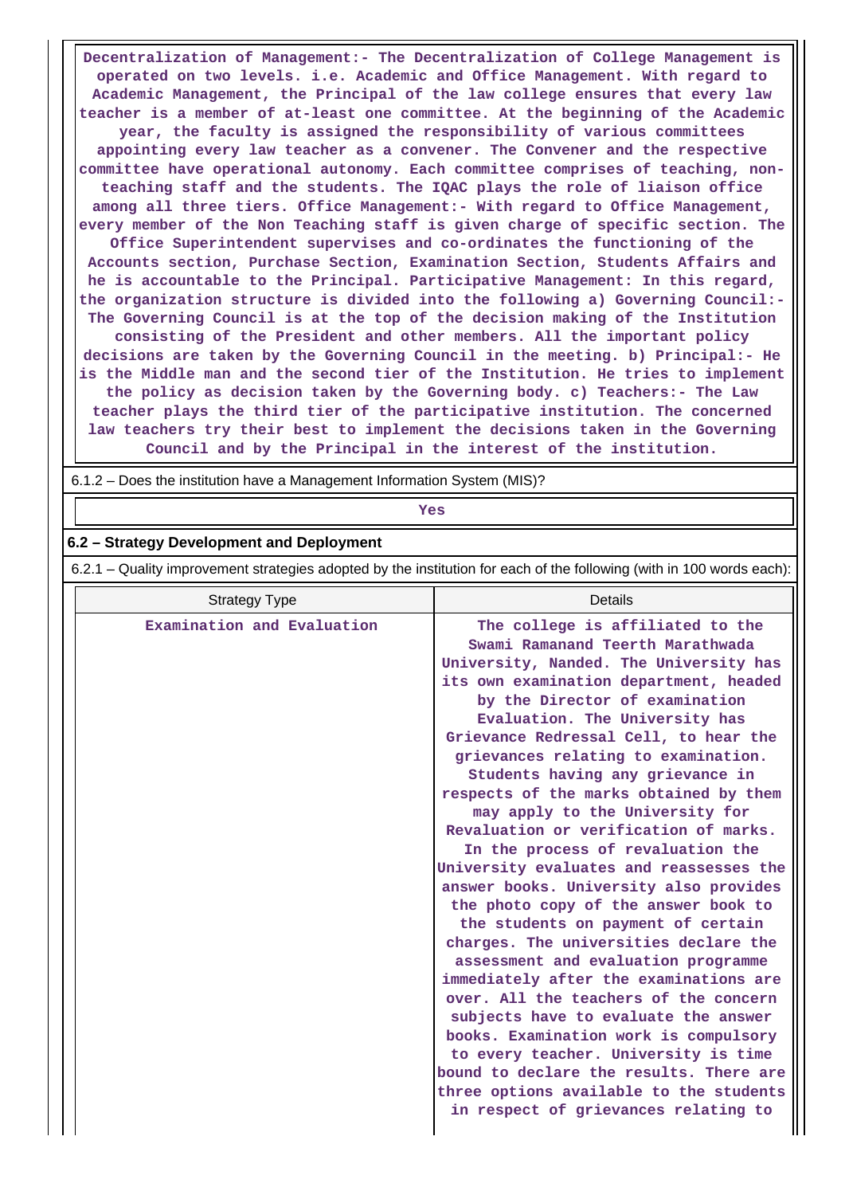**Decentralization of Management:- The Decentralization of College Management is operated on two levels. i.e. Academic and Office Management. With regard to Academic Management, the Principal of the law college ensures that every law teacher is a member of at-least one committee. At the beginning of the Academic year, the faculty is assigned the responsibility of various committees appointing every law teacher as a convener. The Convener and the respective committee have operational autonomy. Each committee comprises of teaching, non-teaching staff and the students. The IQAC plays the role of liaison office among all three tiers. Office Management:- With regard to Office Management, every member of the Non Teaching staff is given charge of specific section. The Office Superintendent supervises and co-ordinates the functioning of the Accounts section, Purchase Section, Examination Section, Students Affairs and he is accountable to the Principal. Participative Management: In this regard, the organization structure is divided into the following a) Governing Council:- The Governing Council is at the top of the decision making of the Institution consisting of the President and other members. All the important policy decisions are taken by the Governing Council in the meeting. b) Principal:- He is the Middle man and the second tier of the Institution. He tries to implement the policy as decision taken by the Governing body. c) Teachers:- The Law teacher plays the third tier of the participative institution. The concerned law teachers try their best to implement the decisions taken in the Governing Council and by the Principal in the interest of the institution.**

6.1.2 – Does the institution have a Management Information System (MIS)?

**Yes**

### 6.2 – Strategy Development and Deployment

6.2.1 – Quality improvement strategies adopted by the institution for each of the following (with in 100 words each):

| Strategy Type | Details |
|---|---|
| Examination and Evaluation | The college is affiliated to the Swami Ramanand Teerth Marathwada University, Nanded. The University has its own examination department, headed by the Director of examination Evaluation. The University has Grievance Redressal Cell, to hear the grievances relating to examination. Students having any grievance in respects of the marks obtained by them may apply to the University for Revaluation or verification of marks. In the process of revaluation the University evaluates and reassesses the answer books. University also provides the photo copy of the answer book to the students on payment of certain charges. The universities declare the assessment and evaluation programme immediately after the examinations are over. All the teachers of the concern subjects have to evaluate the answer books. Examination work is compulsory to every teacher. University is time bound to declare the results. There are three options available to the students in respect of grievances relating to |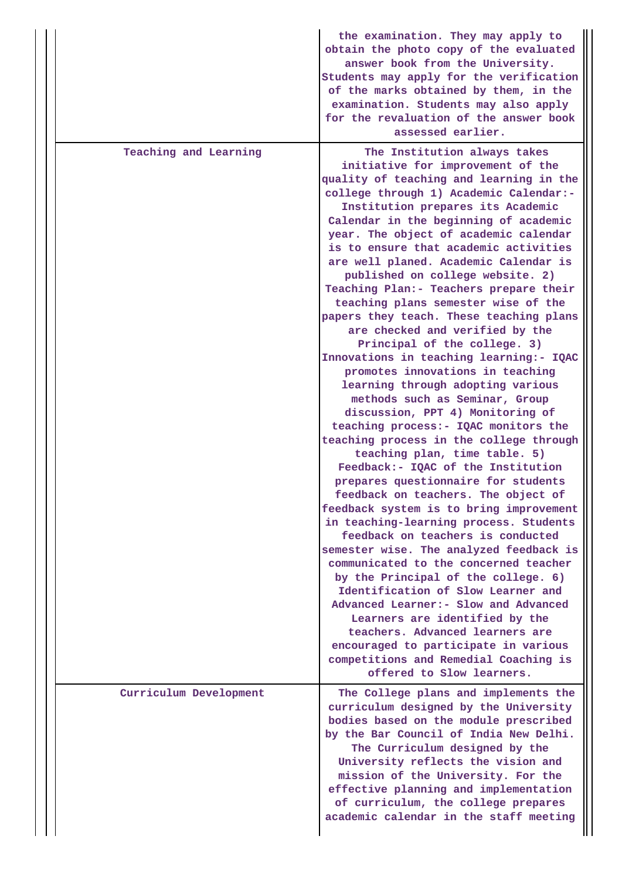| | |
|---|---|
| | the examination. They may apply to obtain the photo copy of the evaluated answer book from the University. Students may apply for the verification of the marks obtained by them, in the examination. Students may also apply for the revaluation of the answer book assessed earlier. |
| Teaching and Learning | The Institution always takes initiative for improvement of the quality of teaching and learning in the college through 1) Academic Calendar:- Institution prepares its Academic Calendar in the beginning of academic year. The object of academic calendar is to ensure that academic activities are well planed. Academic Calendar is published on college website. 2) Teaching Plan:- Teachers prepare their teaching plans semester wise of the papers they teach. These teaching plans are checked and verified by the Principal of the college. 3) Innovations in teaching learning:- IQAC promotes innovations in teaching learning through adopting various methods such as Seminar, Group discussion, PPT 4) Monitoring of teaching process:- IQAC monitors the teaching process in the college through teaching plan, time table. 5) Feedback:- IQAC of the Institution prepares questionnaire for students feedback on teachers. The object of feedback system is to bring improvement in teaching-learning process. Students feedback on teachers is conducted semester wise. The analyzed feedback is communicated to the concerned teacher by the Principal of the college. 6) Identification of Slow Learner and Advanced Learner:- Slow and Advanced Learners are identified by the teachers. Advanced learners are encouraged to participate in various competitions and Remedial Coaching is offered to Slow learners. |
| Curriculum Development | The College plans and implements the curriculum designed by the University bodies based on the module prescribed by the Bar Council of India New Delhi. The Curriculum designed by the University reflects the vision and mission of the University. For the effective planning and implementation of curriculum, the college prepares academic calendar in the staff meeting |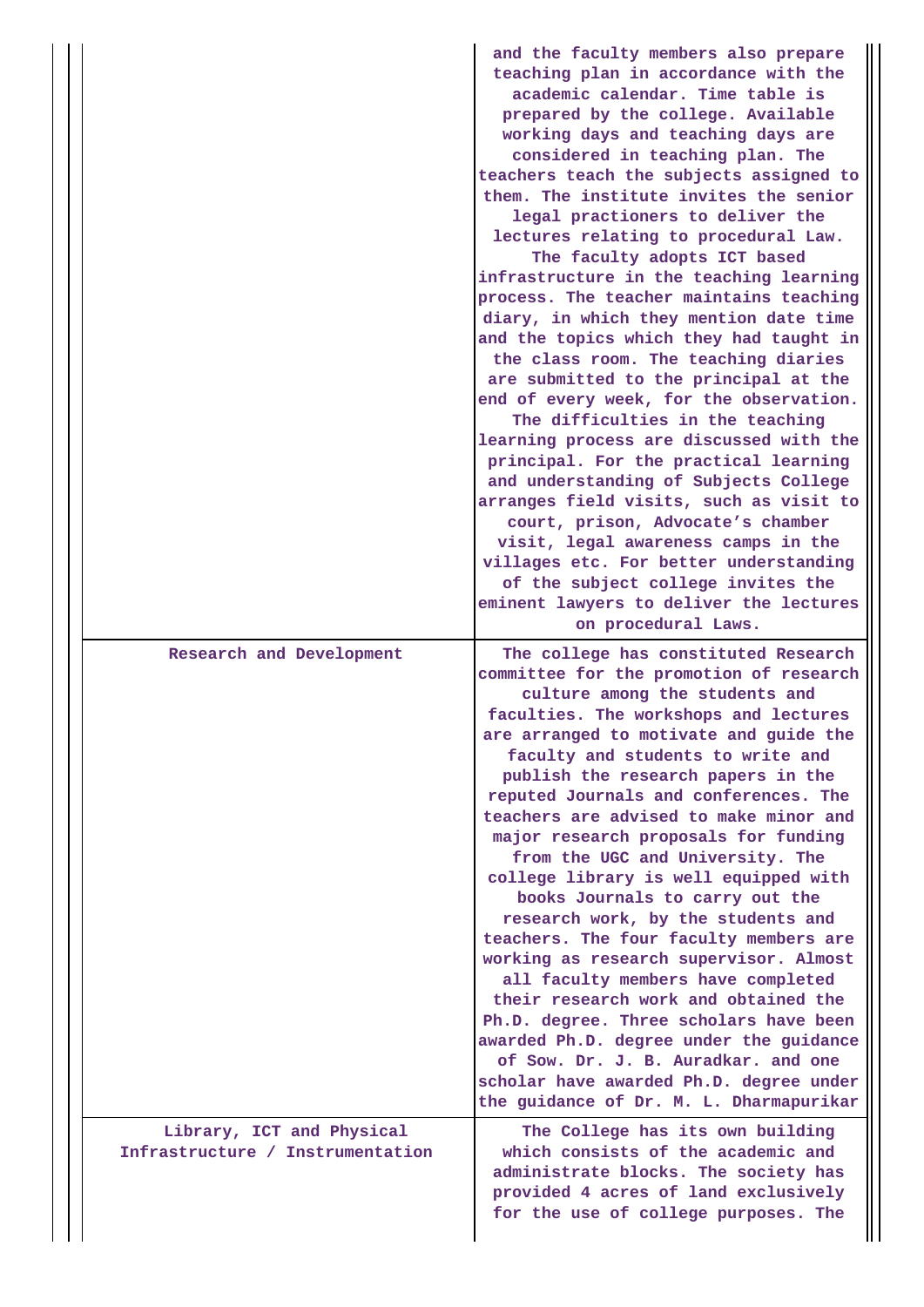| | |
|---|---|
| | and the faculty members also prepare teaching plan in accordance with the academic calendar. Time table is prepared by the college. Available working days and teaching days are considered in teaching plan. The teachers teach the subjects assigned to them. The institute invites the senior legal practioners to deliver the lectures relating to procedural Law. The faculty adopts ICT based infrastructure in the teaching learning process. The teacher maintains teaching diary, in which they mention date time and the topics which they had taught in the class room. The teaching diaries are submitted to the principal at the end of every week, for the observation. The difficulties in the teaching learning process are discussed with the principal. For the practical learning and understanding of Subjects College arranges field visits, such as visit to court, prison, Advocate's chamber visit, legal awareness camps in the villages etc. For better understanding of the subject college invites the eminent lawyers to deliver the lectures on procedural Laws. |
| Research and Development | The college has constituted Research committee for the promotion of research culture among the students and faculties. The workshops and lectures are arranged to motivate and guide the faculty and students to write and publish the research papers in the reputed Journals and conferences. The teachers are advised to make minor and major research proposals for funding from the UGC and University. The college library is well equipped with books Journals to carry out the research work, by the students and teachers. The four faculty members are working as research supervisor. Almost all faculty members have completed their research work and obtained the Ph.D. degree. Three scholars have been awarded Ph.D. degree under the guidance of Sow. Dr. J. B. Auradkar. and one scholar have awarded Ph.D. degree under the guidance of Dr. M. L. Dharmapurikar |
| Library, ICT and Physical Infrastructure / Instrumentation | The College has its own building which consists of the academic and administrate blocks. The society has provided 4 acres of land exclusively for the use of college purposes. The |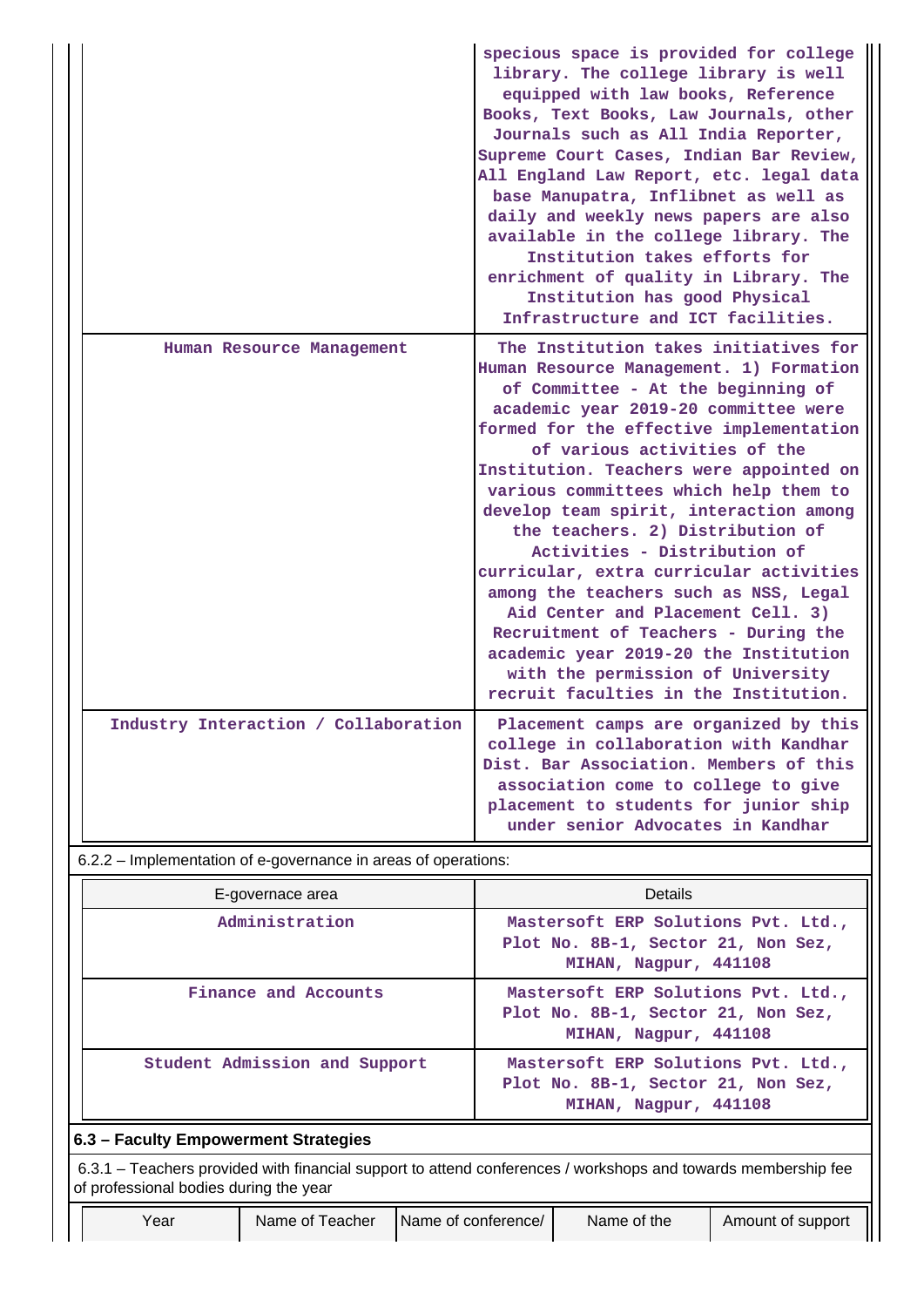| | |
|---|---|
| | specious space is provided for college library. The college library is well equipped with law books, Reference Books, Text Books, Law Journals, other Journals such as All India Reporter, Supreme Court Cases, Indian Bar Review, All England Law Report, etc. legal data base Manupatra, Inflibnet as well as daily and weekly news papers are also available in the college library. The Institution takes efforts for enrichment of quality in Library. The Institution has good Physical Infrastructure and ICT facilities. |
| Human Resource Management | The Institution takes initiatives for Human Resource Management. 1) Formation of Committee - At the beginning of academic year 2019-20 committee were formed for the effective implementation of various activities of the Institution. Teachers were appointed on various committees which help them to develop team spirit, interaction among the teachers. 2) Distribution of Activities - Distribution of curricular, extra curricular activities among the teachers such as NSS, Legal Aid Center and Placement Cell. 3) Recruitment of Teachers - During the academic year 2019-20 the Institution with the permission of University recruit faculties in the Institution. |
| Industry Interaction / Collaboration | Placement camps are organized by this college in collaboration with Kandhar Dist. Bar Association. Members of this association come to college to give placement to students for junior ship under senior Advocates in Kandhar |

6.2.2 – Implementation of e-governance in areas of operations:

| E-governace area | Details |
|---|---|
| Administration | Mastersoft ERP Solutions Pvt. Ltd., Plot No. 8B-1, Sector 21, Non Sez, MIHAN, Nagpur, 441108 |
| Finance and Accounts | Mastersoft ERP Solutions Pvt. Ltd., Plot No. 8B-1, Sector 21, Non Sez, MIHAN, Nagpur, 441108 |
| Student Admission and Support | Mastersoft ERP Solutions Pvt. Ltd., Plot No. 8B-1, Sector 21, Non Sez, MIHAN, Nagpur, 441108 |

**6.3 – Faculty Empowerment Strategies**

6.3.1 – Teachers provided with financial support to attend conferences / workshops and towards membership fee of professional bodies during the year

| Year | Name of Teacher | Name of conference/ | Name of the | Amount of support |
|---|---|---|---|---|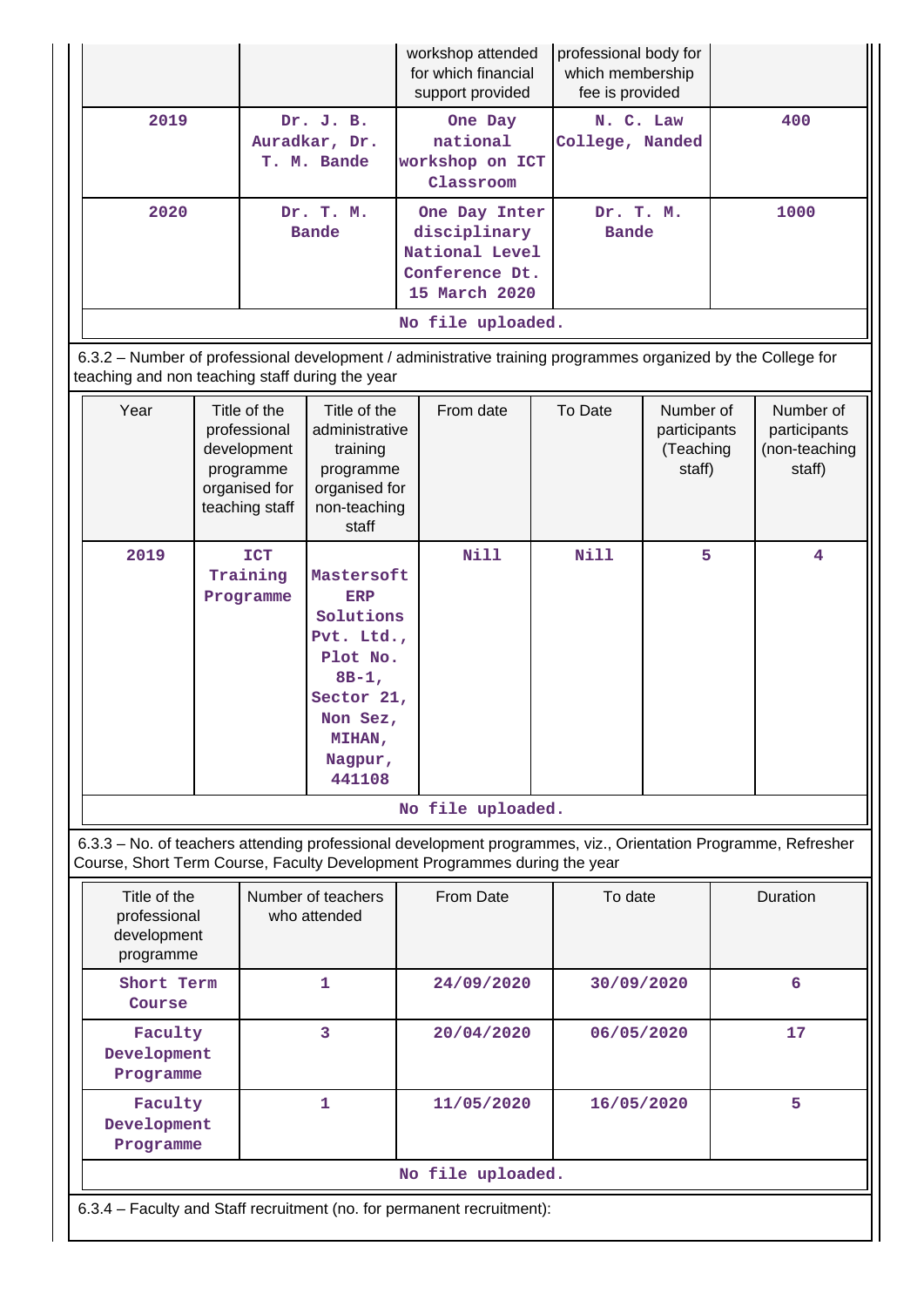| | | workshop attended for which financial support provided | professional body for which membership fee is provided | |
|---|---|---|---|---|
| 2019 | Dr. J. B. Auradkar, Dr. T. M. Bande | One Day national workshop on ICT Classroom | N. C. Law College, Nanded | 400 |
| 2020 | Dr. T. M. Bande | One Day Inter disciplinary National Level Conference Dt. 15 March 2020 | Dr. T. M. Bande | 1000 |

No file uploaded.

6.3.2 – Number of professional development / administrative training programmes organized by the College for teaching and non teaching staff during the year

| Year | Title of the professional development programme organised for teaching staff | Title of the administrative training programme organised for non-teaching staff | From date | To Date | Number of participants (Teaching staff) | Number of participants (non-teaching staff) |
|---|---|---|---|---|---|---|
| 2019 | ICT Training Programme | Mastersoft ERP Solutions Pvt. Ltd., Plot No. 8B-1, Sector 21, Non Sez, MIHAN, Nagpur, 441108 | Nill | Nill | 5 | 4 |

No file uploaded.

6.3.3 – No. of teachers attending professional development programmes, viz., Orientation Programme, Refresher Course, Short Term Course, Faculty Development Programmes during the year

| Title of the professional development programme | Number of teachers who attended | From Date | To date | Duration |
|---|---|---|---|---|
| Short Term Course | 1 | 24/09/2020 | 30/09/2020 | 6 |
| Faculty Development Programme | 3 | 20/04/2020 | 06/05/2020 | 17 |
| Faculty Development Programme | 1 | 11/05/2020 | 16/05/2020 | 5 |

No file uploaded.

6.3.4 – Faculty and Staff recruitment (no. for permanent recruitment):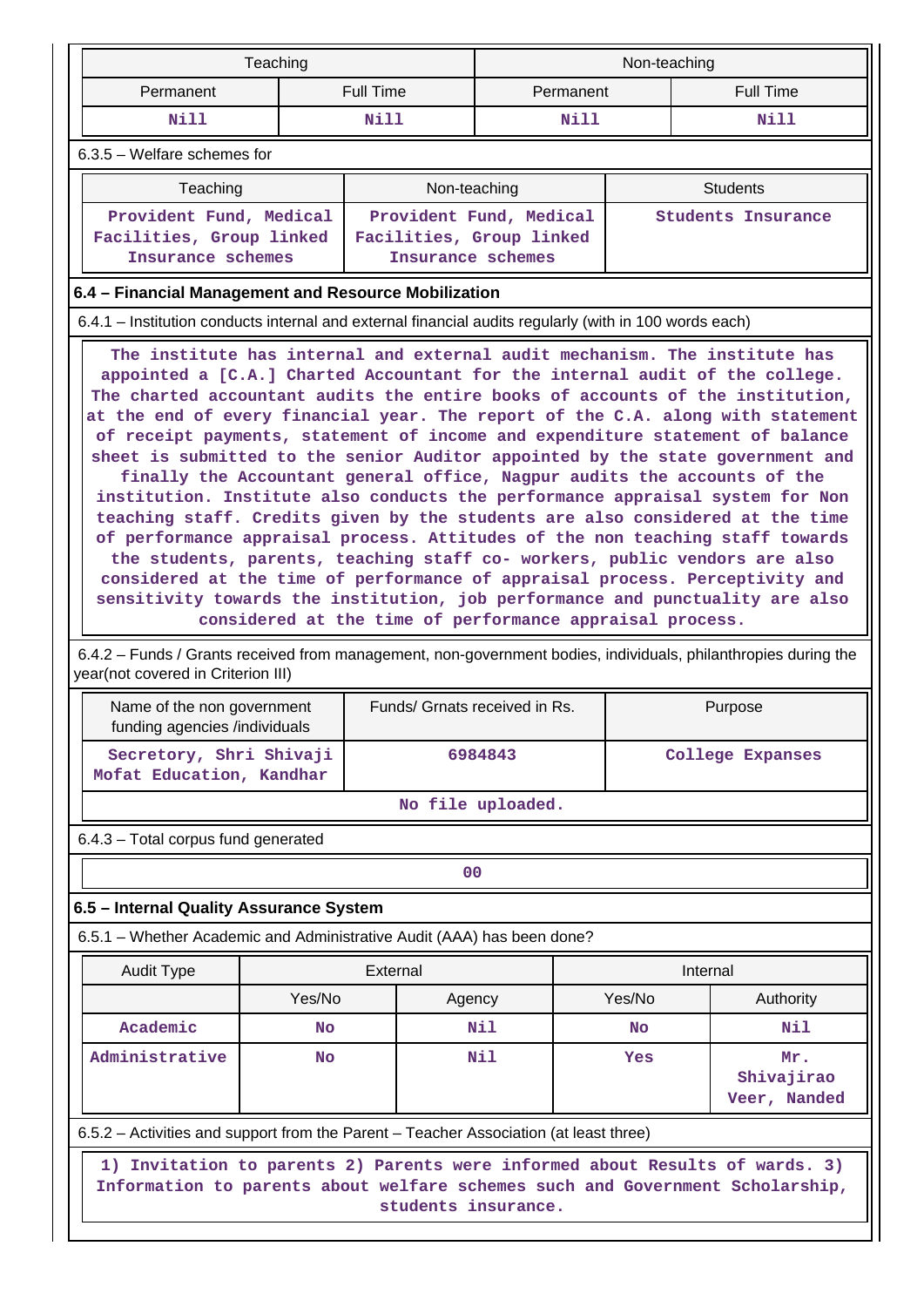| Teaching | | Non-teaching | |
|---|---|---|---|
| Permanent | Full Time | Permanent | Full Time |
| Nill | Nill | Nill | Nill |

6.3.5 – Welfare schemes for

| Teaching | Non-teaching | Students |
|---|---|---|
| Provident Fund, Medical Facilities, Group linked Insurance schemes | Provident Fund, Medical Facilities, Group linked Insurance schemes | Students Insurance |

### 6.4 – Financial Management and Resource Mobilization

6.4.1 – Institution conducts internal and external financial audits regularly (with in 100 words each)

The institute has internal and external audit mechanism. The institute has appointed a [C.A.] Charted Accountant for the internal audit of the college. The charted accountant audits the entire books of accounts of the institution, at the end of every financial year. The report of the C.A. along with statement of receipt payments, statement of income and expenditure statement of balance sheet is submitted to the senior Auditor appointed by the state government and finally the Accountant general office, Nagpur audits the accounts of the institution. Institute also conducts the performance appraisal system for Non teaching staff. Credits given by the students are also considered at the time of performance appraisal process. Attitudes of the non teaching staff towards the students, parents, teaching staff co- workers, public vendors are also considered at the time of performance of appraisal process. Perceptivity and sensitivity towards the institution, job performance and punctuality are also considered at the time of performance appraisal process.

6.4.2 – Funds / Grants received from management, non-government bodies, individuals, philanthropies during the year(not covered in Criterion III)

| Name of the non government funding agencies /individuals | Funds/ Grnats received in Rs. | Purpose |
|---|---|---|
| Secretory, Shri Shivaji Mofat Education, Kandhar | 6984843 | College Expanses |
| No file uploaded. | | |

6.4.3 – Total corpus fund generated

| 00 |
|---|

### 6.5 – Internal Quality Assurance System

6.5.1 – Whether Academic and Administrative Audit (AAA) has been done?

| Audit Type | External | | Internal | |
|---|---|---|---|---|
| | Yes/No | Agency | Yes/No | Authority |
| Academic | No | Nil | No | Nil |
| Administrative | No | Nil | Yes | Mr. Shivajirao Veer, Nanded |

6.5.2 – Activities and support from the Parent – Teacher Association (at least three)

1) Invitation to parents 2) Parents were informed about Results of wards. 3) Information to parents about welfare schemes such and Government Scholarship, students insurance.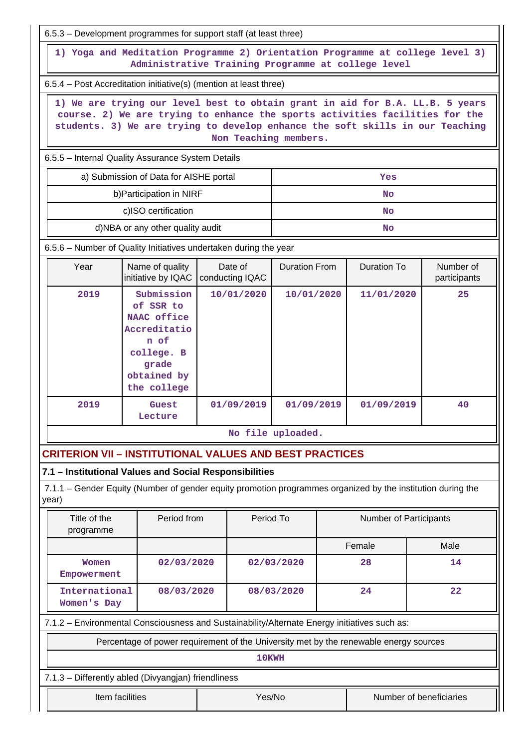6.5.3 – Development programmes for support staff (at least three)

1) Yoga and Meditation Programme 2) Orientation Programme at college level 3) Administrative Training Programme at college level

6.5.4 – Post Accreditation initiative(s) (mention at least three)

1) We are trying our level best to obtain grant in aid for B.A. LL.B. 5 years course. 2) We are trying to enhance the sports activities facilities for the students. 3) We are trying to develop enhance the soft skills in our Teaching Non Teaching members.

6.5.5 – Internal Quality Assurance System Details

| | |
|---|---|
| a) Submission of Data for AISHE portal | Yes |
| b)Participation in NIRF | No |
| c)ISO certification | No |
| d)NBA or any other quality audit | No |

6.5.6 – Number of Quality Initiatives undertaken during the year

| Year | Name of quality initiative by IQAC | Date of conducting IQAC | Duration From | Duration To | Number of participants |
|---|---|---|---|---|---|
| 2019 | Submission of SSR to NAAC office Accreditation of college. B grade obtained by the college | 10/01/2020 | 10/01/2020 | 11/01/2020 | 25 |
| 2019 | Guest Lecture | 01/09/2019 | 01/09/2019 | 01/09/2019 | 40 |

No file uploaded.

## CRITERION VII – INSTITUTIONAL VALUES AND BEST PRACTICES

### 7.1 – Institutional Values and Social Responsibilities

7.1.1 – Gender Equity (Number of gender equity promotion programmes organized by the institution during the year)

| Title of the programme | Period from | Period To | Number of Participants | |
|---|---|---|---|---|
| | | | Female | Male |
| Women Empowerment | 02/03/2020 | 02/03/2020 | 28 | 14 |
| International Women's Day | 08/03/2020 | 08/03/2020 | 24 | 22 |

7.1.2 – Environmental Consciousness and Sustainability/Alternate Energy initiatives such as:

| Percentage of power requirement of the University met by the renewable energy sources |
|---|
| 10KWH |

7.1.3 – Differently abled (Divyangjan) friendliness

| Item facilities | Yes/No | Number of beneficiaries |
|---|---|---|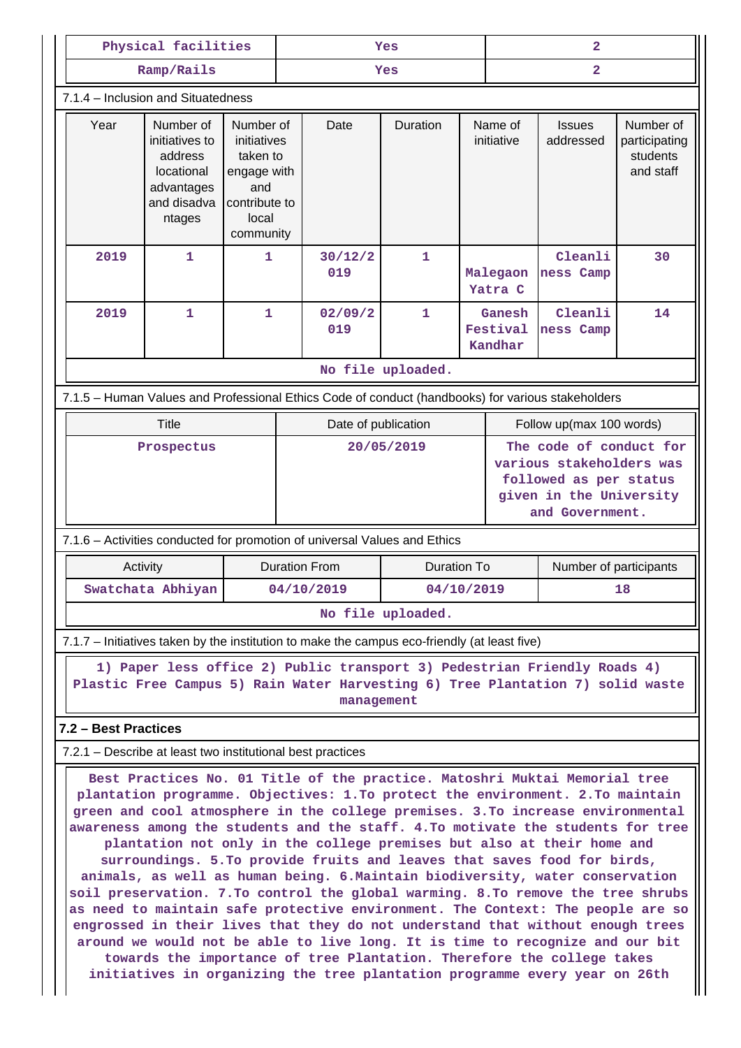| Physical facilities | Yes | 2 |
|---|---|---|
| Ramp/Rails | Yes | 2 |

7.1.4 – Inclusion and Situatedness

| Year | Number of initiatives to address locational advantages and disadvantages | Number of initiatives taken to engage with and contribute to local community | Date | Duration | Name of initiative | Issues addressed | Number of participating students and staff |
|---|---|---|---|---|---|---|---|
| 2019 | 1 | 1 | 30/12/2019 | 1 | Malegaon Yatra C | Cleanliness Camp | 30 |
| 2019 | 1 | 1 | 02/09/2019 | 1 | Ganesh Festival Kandhar | Cleanliness Camp | 14 |
| No file uploaded. | | | | | | | |

7.1.5 – Human Values and Professional Ethics Code of conduct (handbooks) for various stakeholders

| Title | Date of publication | Follow up(max 100 words) |
|---|---|---|
| Prospectus | 20/05/2019 | The code of conduct for various stakeholders was followed as per status given in the University and Government. |

7.1.6 – Activities conducted for promotion of universal Values and Ethics

| Activity | Duration From | Duration To | Number of participants |
|---|---|---|---|
| Swatchata Abhiyan | 04/10/2019 | 04/10/2019 | 18 |
| No file uploaded. | | | |

7.1.7 – Initiatives taken by the institution to make the campus eco-friendly (at least five)

1) Paper less office 2) Public transport 3) Pedestrian Friendly Roads 4) Plastic Free Campus 5) Rain Water Harvesting 6) Tree Plantation 7) solid waste management

## 7.2 – Best Practices

7.2.1 – Describe at least two institutional best practices

Best Practices No. 01 Title of the practice. Matoshri Muktai Memorial tree plantation programme. Objectives: 1.To protect the environment. 2.To maintain green and cool atmosphere in the college premises. 3.To increase environmental awareness among the students and the staff. 4.To motivate the students for tree plantation not only in the college premises but also at their home and surroundings. 5.To provide fruits and leaves that saves food for birds, animals, as well as human being. 6.Maintain biodiversity, water conservation soil preservation. 7.To control the global warming. 8.To remove the tree shrubs as need to maintain safe protective environment. The Context: The people are so engrossed in their lives that they do not understand that without enough trees around we would not be able to live long. It is time to recognize and our bit towards the importance of tree Plantation. Therefore the college takes initiatives in organizing the tree plantation programme every year on 26th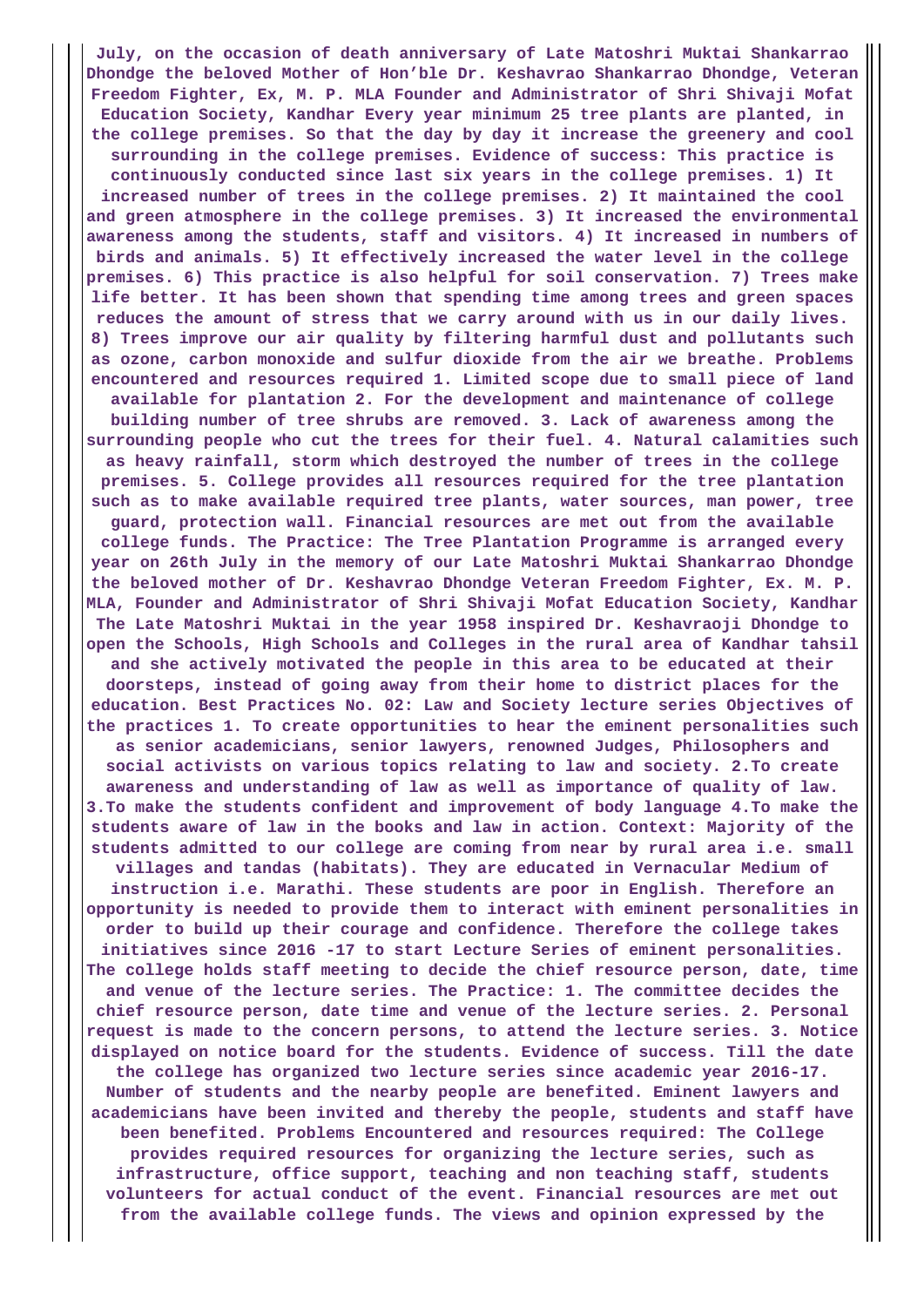July, on the occasion of death anniversary of Late Matoshri Muktai Shankarrao Dhondge the beloved Mother of Hon'ble Dr. Keshavrao Shankarrao Dhondge, Veteran Freedom Fighter, Ex, M. P. MLA Founder and Administrator of Shri Shivaji Mofat Education Society, Kandhar Every year minimum 25 tree plants are planted, in the college premises. So that the day by day it increase the greenery and cool surrounding in the college premises. Evidence of success: This practice is continuously conducted since last six years in the college premises. 1) It increased number of trees in the college premises. 2) It maintained the cool and green atmosphere in the college premises. 3) It increased the environmental awareness among the students, staff and visitors. 4) It increased in numbers of birds and animals. 5) It effectively increased the water level in the college premises. 6) This practice is also helpful for soil conservation. 7) Trees make life better. It has been shown that spending time among trees and green spaces reduces the amount of stress that we carry around with us in our daily lives. 8) Trees improve our air quality by filtering harmful dust and pollutants such as ozone, carbon monoxide and sulfur dioxide from the air we breathe. Problems encountered and resources required 1. Limited scope due to small piece of land available for plantation 2. For the development and maintenance of college building number of tree shrubs are removed. 3. Lack of awareness among the surrounding people who cut the trees for their fuel. 4. Natural calamities such as heavy rainfall, storm which destroyed the number of trees in the college premises. 5. College provides all resources required for the tree plantation such as to make available required tree plants, water sources, man power, tree guard, protection wall. Financial resources are met out from the available college funds. The Practice: The Tree Plantation Programme is arranged every year on 26th July in the memory of our Late Matoshri Muktai Shankarrao Dhondge the beloved mother of Dr. Keshavrao Dhondge Veteran Freedom Fighter, Ex. M. P. MLA, Founder and Administrator of Shri Shivaji Mofat Education Society, Kandhar The Late Matoshri Muktai in the year 1958 inspired Dr. Keshavraoji Dhondge to open the Schools, High Schools and Colleges in the rural area of Kandhar tahsil and she actively motivated the people in this area to be educated at their doorsteps, instead of going away from their home to district places for the education. Best Practices No. 02: Law and Society lecture series Objectives of the practices 1. To create opportunities to hear the eminent personalities such as senior academicians, senior lawyers, renowned Judges, Philosophers and social activists on various topics relating to law and society. 2.To create awareness and understanding of law as well as importance of quality of law. 3.To make the students confident and improvement of body language 4.To make the students aware of law in the books and law in action. Context: Majority of the students admitted to our college are coming from near by rural area i.e. small villages and tandas (habitats). They are educated in Vernacular Medium of instruction i.e. Marathi. These students are poor in English. Therefore an opportunity is needed to provide them to interact with eminent personalities in order to build up their courage and confidence. Therefore the college takes initiatives since 2016 -17 to start Lecture Series of eminent personalities. The college holds staff meeting to decide the chief resource person, date, time and venue of the lecture series. The Practice: 1. The committee decides the chief resource person, date time and venue of the lecture series. 2. Personal request is made to the concern persons, to attend the lecture series. 3. Notice displayed on notice board for the students. Evidence of success. Till the date the college has organized two lecture series since academic year 2016-17. Number of students and the nearby people are benefited. Eminent lawyers and academicians have been invited and thereby the people, students and staff have been benefited. Problems Encountered and resources required: The College provides required resources for organizing the lecture series, such as infrastructure, office support, teaching and non teaching staff, students volunteers for actual conduct of the event. Financial resources are met out from the available college funds. The views and opinion expressed by the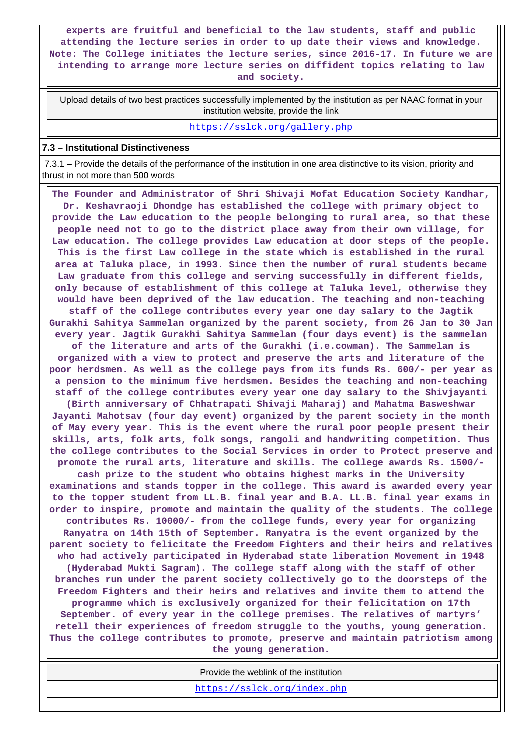experts are fruitful and beneficial to the law students, staff and public attending the lecture series in order to up date their views and knowledge. Note: The College initiates the lecture series, since 2016-17. In future we are intending to arrange more lecture series on diffident topics relating to law and society.

| Upload details of two best practices successfully implemented by the institution as per NAAC format in your institution website, provide the link |
|---|
| https://sslck.org/gallery.php |

**7.3 – Institutional Distinctiveness**

7.3.1 – Provide the details of the performance of the institution in one area distinctive to its vision, priority and thrust in not more than 500 words

The Founder and Administrator of Shri Shivaji Mofat Education Society Kandhar, Dr. Keshavraoji Dhondge has established the college with primary object to provide the Law education to the people belonging to rural area, so that these people need not to go to the district place away from their own village, for Law education. The college provides Law education at door steps of the people. This is the first Law college in the state which is established in the rural area at Taluka place, in 1993. Since then the number of rural students became Law graduate from this college and serving successfully in different fields, only because of establishment of this college at Taluka level, otherwise they would have been deprived of the law education. The teaching and non-teaching staff of the college contributes every year one day salary to the Jagtik Gurakhi Sahitya Sammelan organized by the parent society, from 26 Jan to 30 Jan every year. Jagtik Gurakhi Sahitya Sammelan (four days event) is the sammelan of the literature and arts of the Gurakhi (i.e.cowman). The Sammelan is organized with a view to protect and preserve the arts and literature of the poor herdsmen. As well as the college pays from its funds Rs. 600/- per year as a pension to the minimum five herdsmen. Besides the teaching and non-teaching staff of the college contributes every year one day salary to the Shivjayanti (Birth anniversary of Chhatrapati Shivaji Maharaj) and Mahatma Basweshwar Jayanti Mahotsav (four day event) organized by the parent society in the month of May every year. This is the event where the rural poor people present their skills, arts, folk arts, folk songs, rangoli and handwriting competition. Thus the college contributes to the Social Services in order to Protect preserve and promote the rural arts, literature and skills. The college awards Rs. 1500/- cash prize to the student who obtains highest marks in the University examinations and stands topper in the college. This award is awarded every year to the topper student from LL.B. final year and B.A. LL.B. final year exams in order to inspire, promote and maintain the quality of the students. The college contributes Rs. 10000/- from the college funds, every year for organizing Ranyatra on 14th 15th of September. Ranyatra is the event organized by the parent society to felicitate the Freedom Fighters and their heirs and relatives who had actively participated in Hyderabad state liberation Movement in 1948 (Hyderabad Mukti Sagram). The college staff along with the staff of other branches run under the parent society collectively go to the doorsteps of the Freedom Fighters and their heirs and relatives and invite them to attend the programme which is exclusively organized for their felicitation on 17th September. of every year in the college premises. The relatives of martyrs' retell their experiences of freedom struggle to the youths, young generation. Thus the college contributes to promote, preserve and maintain patriotism among the young generation.

| Provide the weblink of the institution |
|---|
| https://sslck.org/index.php |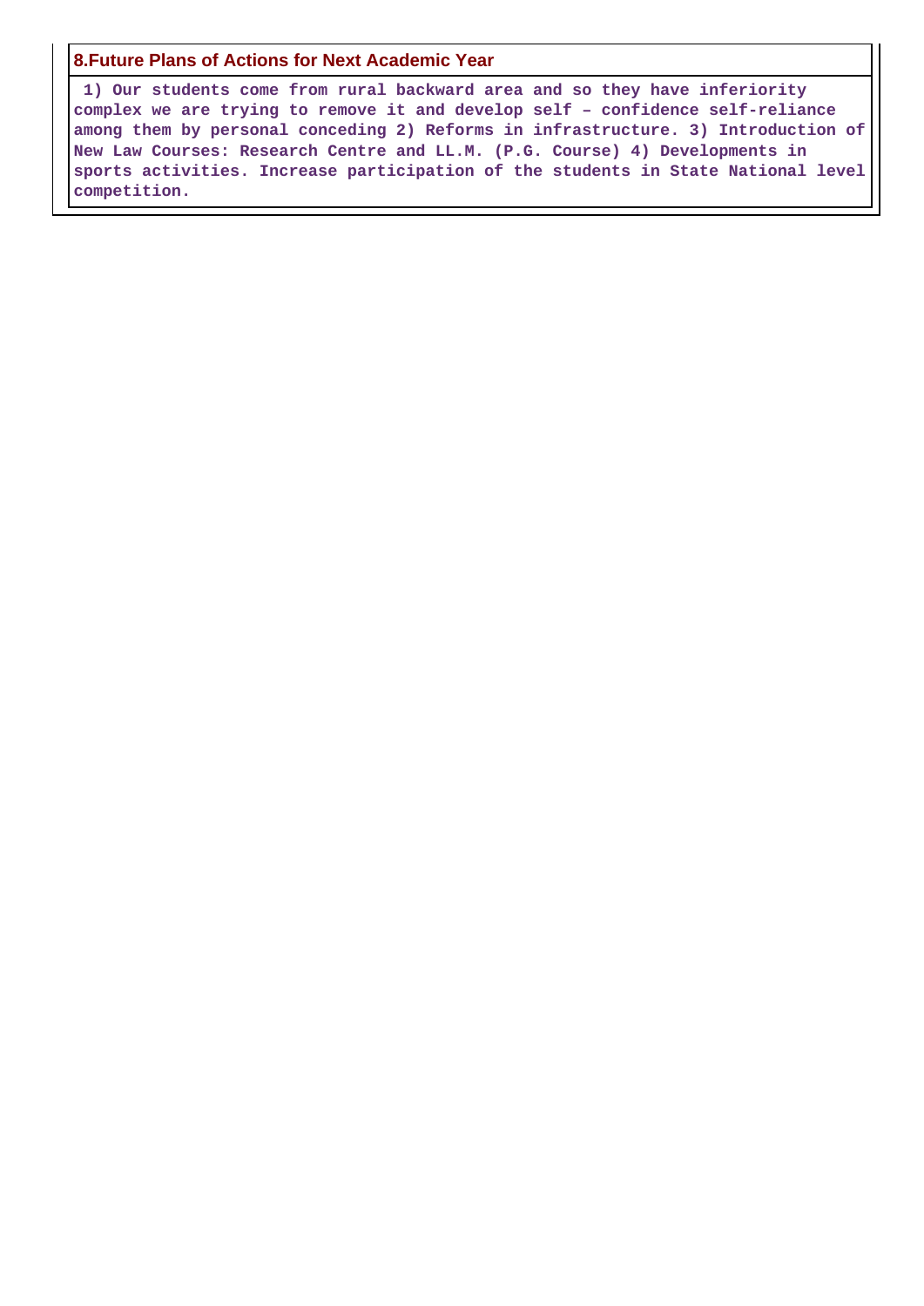## 8.Future Plans of Actions for Next Academic Year

**1) Our students come from rural backward area and so they have inferiority complex we are trying to remove it and develop self – confidence self-reliance among them by personal conceding 2) Reforms in infrastructure. 3) Introduction of New Law Courses: Research Centre and LL.M. (P.G. Course) 4) Developments in sports activities. Increase participation of the students in State National level competition.**